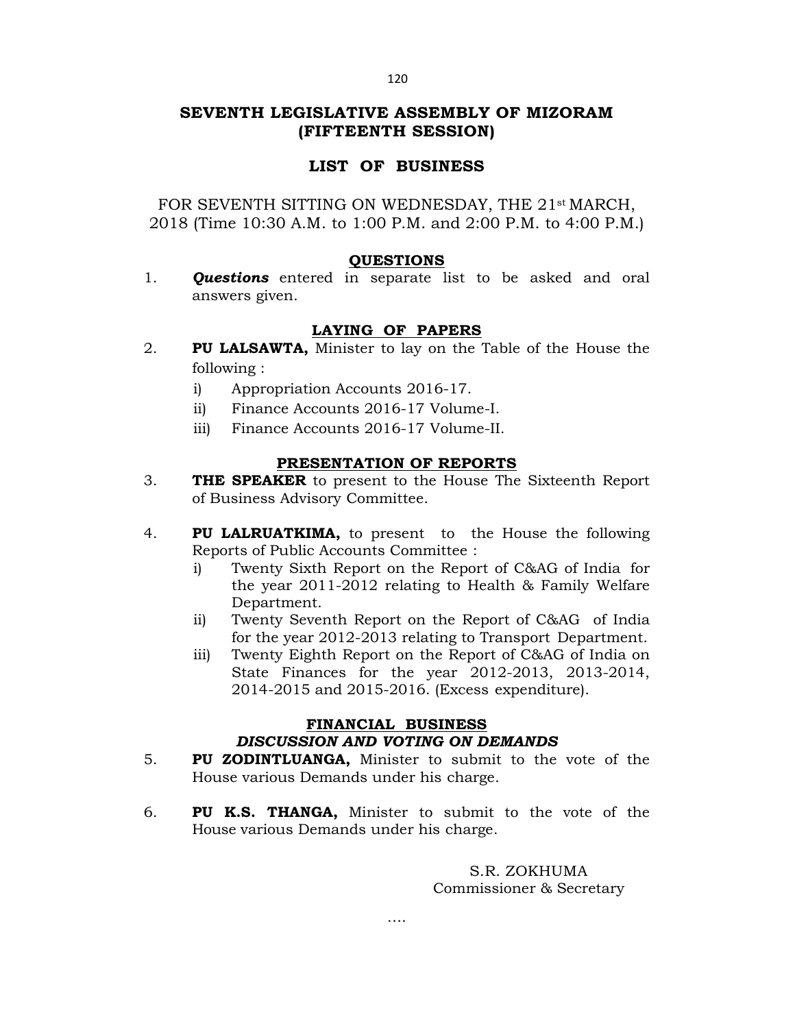# SEVENTH LEGISLATIVE ASSEMBLY OF MIZORAM (FIFTEENTH SESSION)

## LIST OF BUSINESS

FOR SEVENTH SITTING ON WEDNESDAY, THE 21st MARCH, 2018 (Time 10:30 A.M. to 1:00 P.M. and 2:00 P.M. to 4:00 P.M.)

### QUESTIONS

1. ***Questions*** entered in separate list to be asked and oral answers given.

### LAYING OF PAPERS

2. **PU LALSAWTA,** Minister to lay on the Table of the House the following :
   - i) Appropriation Accounts 2016-17.
   - ii) Finance Accounts 2016-17 Volume-I.
   - iii) Finance Accounts 2016-17 Volume-II.

### PRESENTATION OF REPORTS

3. **THE SPEAKER** to present to the House The Sixteenth Report of Business Advisory Committee.

4. **PU LALRUATKIMA,** to present to the House the following Reports of Public Accounts Committee :
   - i) Twenty Sixth Report on the Report of C&AG of India for the year 2011-2012 relating to Health & Family Welfare Department.
   - ii) Twenty Seventh Report on the Report of C&AG of India for the year 2012-2013 relating to Transport Department.
   - iii) Twenty Eighth Report on the Report of C&AG of India on State Finances for the year 2012-2013, 2013-2014, 2014-2015 and 2015-2016. (Excess expenditure).

### FINANCIAL BUSINESS

#### *DISCUSSION AND VOTING ON DEMANDS*

5. **PU ZODINTLUANGA,** Minister to submit to the vote of the House various Demands under his charge.

6. **PU K.S. THANGA,** Minister to submit to the vote of the House various Demands under his charge.

S.R. ZOKHUMA
Commissioner & Secretary

….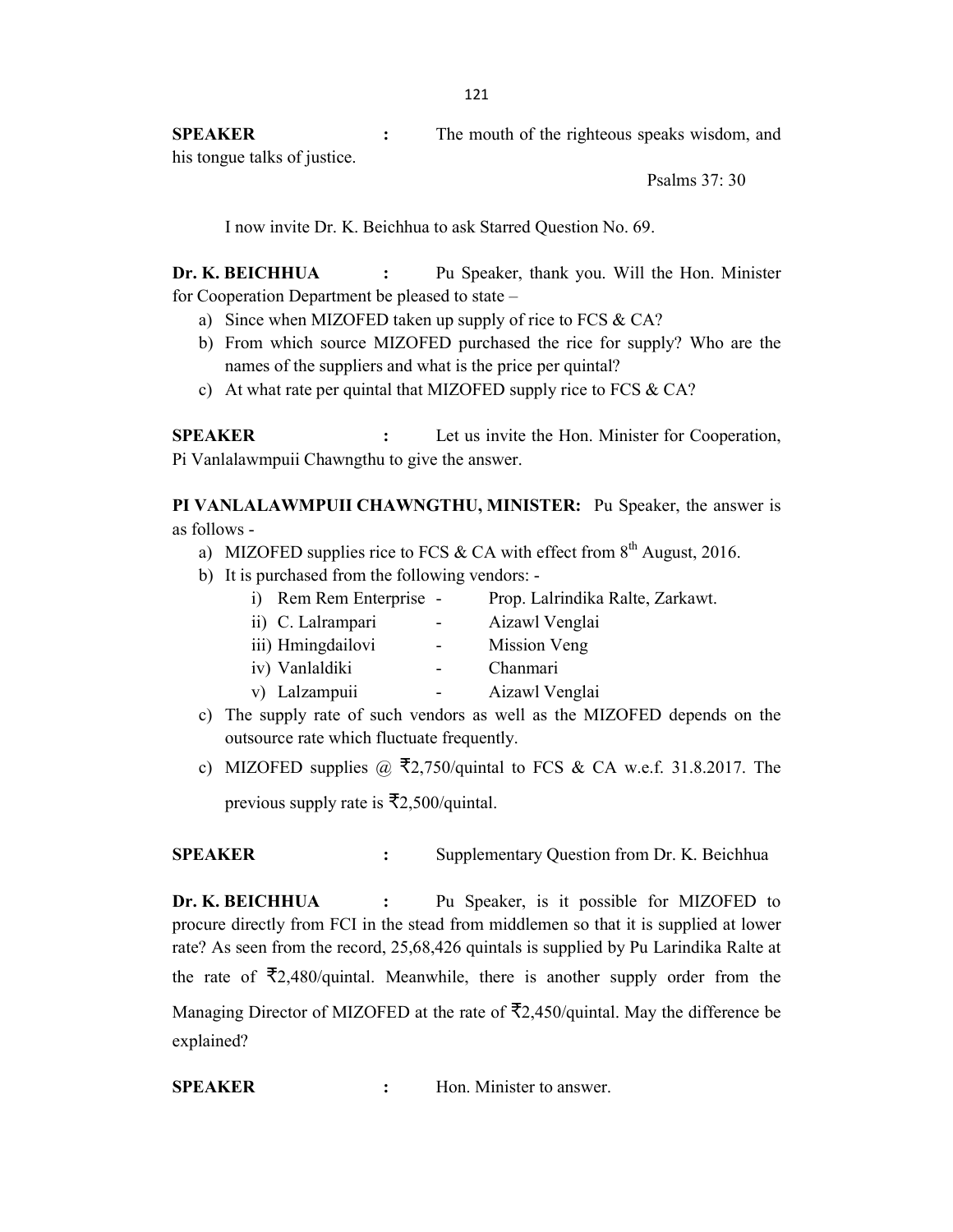**SPEAKER** : The mouth of the righteous speaks wisdom, and his tongue talks of justice.

Psalms 37: 30

I now invite Dr. K. Beichhua to ask Starred Question No. 69.

**Dr. K. BEICHHUA** : Pu Speaker, thank you. Will the Hon. Minister for Cooperation Department be pleased to state –

a) Since when MIZOFED taken up supply of rice to FCS & CA?
b) From which source MIZOFED purchased the rice for supply? Who are the names of the suppliers and what is the price per quintal?
c) At what rate per quintal that MIZOFED supply rice to FCS & CA?

**SPEAKER** : Let us invite the Hon. Minister for Cooperation, Pi Vanlalawmpuii Chawngthu to give the answer.

**PI VANLALAWMPUII CHAWNGTHU, MINISTER:** Pu Speaker, the answer is as follows -

a) MIZOFED supplies rice to FCS & CA with effect from 8th August, 2016.
b) It is purchased from the following vendors: -
   i) Rem Rem Enterprise - Prop. Lalrindika Ralte, Zarkawt.
   ii) C. Lalrampari - Aizawl Venglai
   iii) Hmingdailovi - Mission Veng
   iv) Vanlaldiki - Chanmari
   v) Lalzampuii - Aizawl Venglai
c) The supply rate of such vendors as well as the MIZOFED depends on the outsource rate which fluctuate frequently.
c) MIZOFED supplies @ ₹2,750/quintal to FCS & CA w.e.f. 31.8.2017. The previous supply rate is ₹2,500/quintal.

**SPEAKER** : Supplementary Question from Dr. K. Beichhua

**Dr. K. BEICHHUA** : Pu Speaker, is it possible for MIZOFED to procure directly from FCI in the stead from middlemen so that it is supplied at lower rate? As seen from the record, 25,68,426 quintals is supplied by Pu Larindika Ralte at the rate of ₹2,480/quintal. Meanwhile, there is another supply order from the Managing Director of MIZOFED at the rate of ₹2,450/quintal. May the difference be explained?

**SPEAKER** : Hon. Minister to answer.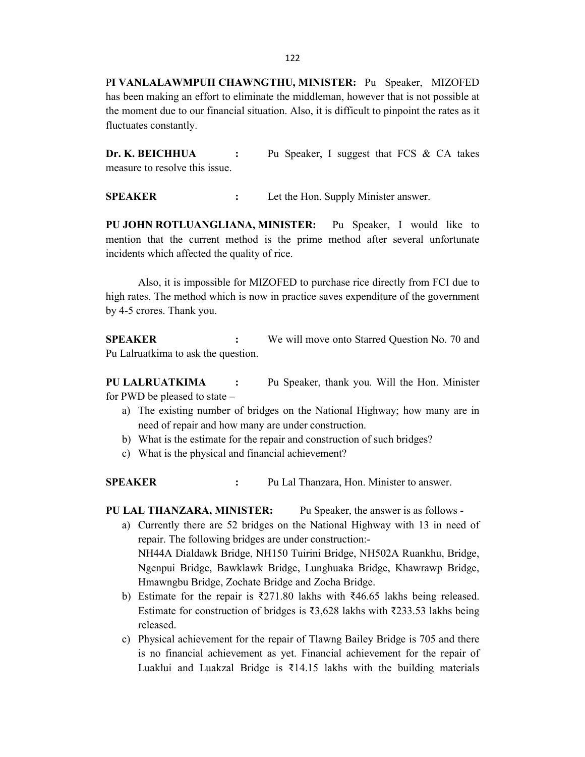**PI VANLALAWMPUII CHAWNGTHU, MINISTER:** Pu Speaker, MIZOFED has been making an effort to eliminate the middleman, however that is not possible at the moment due to our financial situation. Also, it is difficult to pinpoint the rates as it fluctuates constantly.

**Dr. K. BEICHHUA :** Pu Speaker, I suggest that FCS & CA takes measure to resolve this issue.

**SPEAKER :** Let the Hon. Supply Minister answer.

**PU JOHN ROTLUANGLIANA, MINISTER:** Pu Speaker, I would like to mention that the current method is the prime method after several unfortunate incidents which affected the quality of rice.

Also, it is impossible for MIZOFED to purchase rice directly from FCI due to high rates. The method which is now in practice saves expenditure of the government by 4-5 crores. Thank you.

**SPEAKER :** We will move onto Starred Question No. 70 and Pu Lalruatkima to ask the question.

**PU LALRUATKIMA :** Pu Speaker, thank you. Will the Hon. Minister for PWD be pleased to state –

a) The existing number of bridges on the National Highway; how many are in need of repair and how many are under construction.
b) What is the estimate for the repair and construction of such bridges?
c) What is the physical and financial achievement?

**SPEAKER :** Pu Lal Thanzara, Hon. Minister to answer.

**PU LAL THANZARA, MINISTER:** Pu Speaker, the answer is as follows -

a) Currently there are 52 bridges on the National Highway with 13 in need of repair. The following bridges are under construction:-
NH44A Dialdawk Bridge, NH150 Tuirini Bridge, NH502A Ruankhu, Bridge, Ngenpui Bridge, Bawklawk Bridge, Lunghuaka Bridge, Khawrawp Bridge, Hmawngbu Bridge, Zochate Bridge and Zocha Bridge.
b) Estimate for the repair is ₹271.80 lakhs with ₹46.65 lakhs being released. Estimate for construction of bridges is ₹3,628 lakhs with ₹233.53 lakhs being released.
c) Physical achievement for the repair of Tlawng Bailey Bridge is 705 and there is no financial achievement as yet. Financial achievement for the repair of Luaklui and Luakzal Bridge is ₹14.15 lakhs with the building materials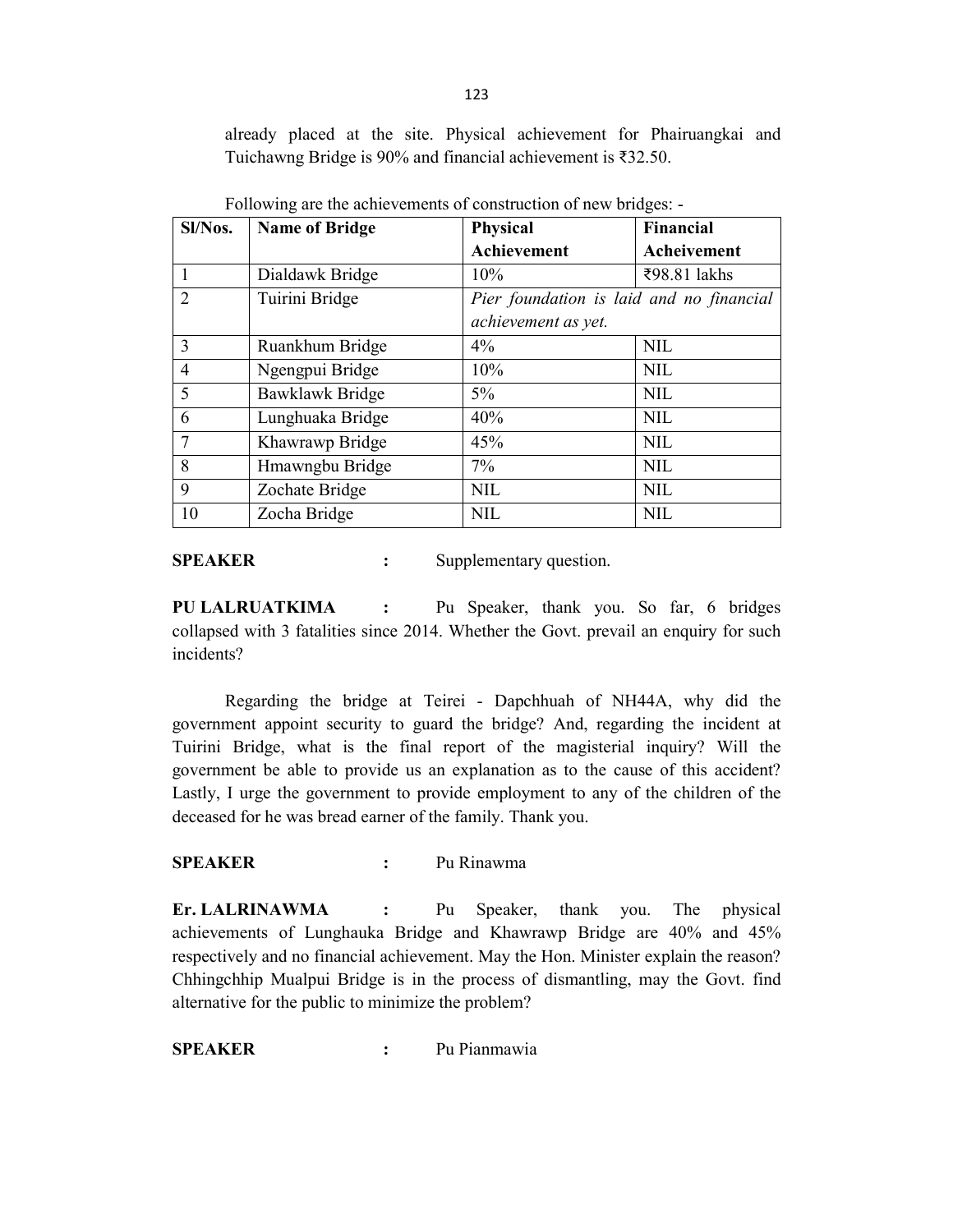already placed at the site. Physical achievement for Phairuangkai and Tuichawng Bridge is 90% and financial achievement is ₹32.50.

Following are the achievements of construction of new bridges: -

| Sl/Nos. | Name of Bridge | Physical Achievement | Financial Acheivement |
|---|---|---|---|
| 1 | Dialdawk Bridge | 10% | ₹98.81 lakhs |
| 2 | Tuirini Bridge | *Pier foundation is laid and no financial achievement as yet.* | |
| 3 | Ruankhum Bridge | 4% | NIL |
| 4 | Ngengpui Bridge | 10% | NIL |
| 5 | Bawklawk Bridge | 5% | NIL |
| 6 | Lunghuaka Bridge | 40% | NIL |
| 7 | Khawrawp Bridge | 45% | NIL |
| 8 | Hmawngbu Bridge | 7% | NIL |
| 9 | Zochate Bridge | NIL | NIL |
| 10 | Zocha Bridge | NIL | NIL |

**SPEAKER** : Supplementary question.

**PU LALRUATKIMA** : Pu Speaker, thank you. So far, 6 bridges collapsed with 3 fatalities since 2014. Whether the Govt. prevail an enquiry for such incidents?

Regarding the bridge at Teirei - Dapchhuah of NH44A, why did the government appoint security to guard the bridge? And, regarding the incident at Tuirini Bridge, what is the final report of the magisterial inquiry? Will the government be able to provide us an explanation as to the cause of this accident? Lastly, I urge the government to provide employment to any of the children of the deceased for he was bread earner of the family. Thank you.

**SPEAKER** : Pu Rinawma

**Er. LALRINAWMA** : Pu Speaker, thank you. The physical achievements of Lunghauka Bridge and Khawrawp Bridge are 40% and 45% respectively and no financial achievement. May the Hon. Minister explain the reason? Chhingchhip Mualpui Bridge is in the process of dismantling, may the Govt. find alternative for the public to minimize the problem?

**SPEAKER** : Pu Pianmawia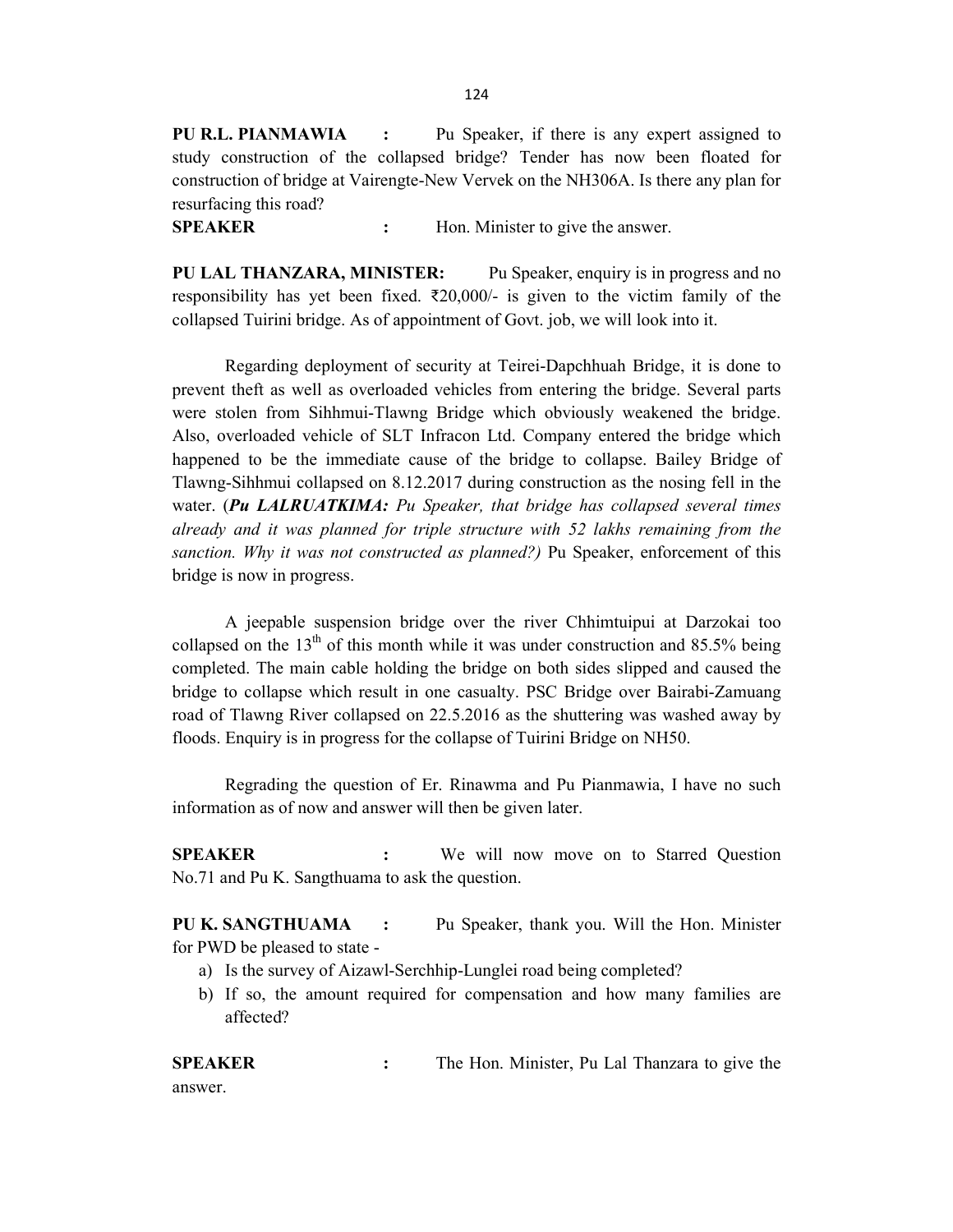**PU R.L. PIANMAWIA :** Pu Speaker, if there is any expert assigned to study construction of the collapsed bridge? Tender has now been floated for construction of bridge at Vairengte-New Vervek on the NH306A. Is there any plan for resurfacing this road?

**SPEAKER :** Hon. Minister to give the answer.

**PU LAL THANZARA, MINISTER:** Pu Speaker, enquiry is in progress and no responsibility has yet been fixed. ₹20,000/- is given to the victim family of the collapsed Tuirini bridge. As of appointment of Govt. job, we will look into it.

Regarding deployment of security at Teirei-Dapchhuah Bridge, it is done to prevent theft as well as overloaded vehicles from entering the bridge. Several parts were stolen from Sihhmui-Tlawng Bridge which obviously weakened the bridge. Also, overloaded vehicle of SLT Infracon Ltd. Company entered the bridge which happened to be the immediate cause of the bridge to collapse. Bailey Bridge of Tlawng-Sihhmui collapsed on 8.12.2017 during construction as the nosing fell in the water. (***Pu LALRUATKIMA:** Pu Speaker, that bridge has collapsed several times already and it was planned for triple structure with 52 lakhs remaining from the sanction. Why it was not constructed as planned?)* Pu Speaker, enforcement of this bridge is now in progress.

A jeepable suspension bridge over the river Chhimtuipui at Darzokai too collapsed on the 13th of this month while it was under construction and 85.5% being completed. The main cable holding the bridge on both sides slipped and caused the bridge to collapse which result in one casualty. PSC Bridge over Bairabi-Zamuang road of Tlawng River collapsed on 22.5.2016 as the shuttering was washed away by floods. Enquiry is in progress for the collapse of Tuirini Bridge on NH50.

Regrading the question of Er. Rinawma and Pu Pianmawia, I have no such information as of now and answer will then be given later.

**SPEAKER :** We will now move on to Starred Question No.71 and Pu K. Sangthuama to ask the question.

**PU K. SANGTHUAMA :** Pu Speaker, thank you. Will the Hon. Minister for PWD be pleased to state -

a) Is the survey of Aizawl-Serchhip-Lunglei road being completed?
b) If so, the amount required for compensation and how many families are affected?

**SPEAKER :** The Hon. Minister, Pu Lal Thanzara to give the answer.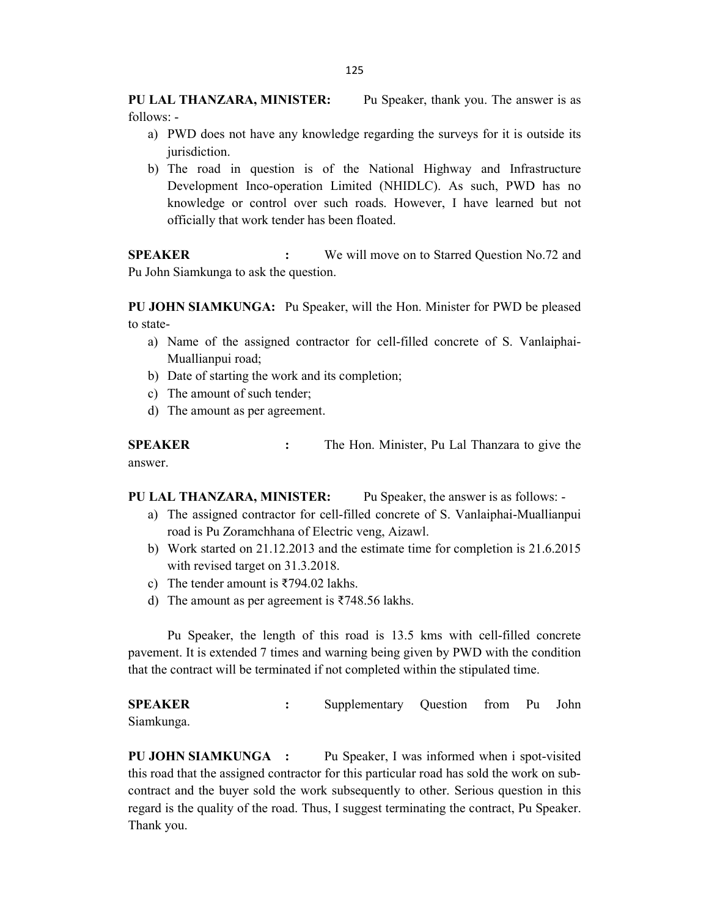**PU LAL THANZARA, MINISTER:** Pu Speaker, thank you. The answer is as follows: -

a) PWD does not have any knowledge regarding the surveys for it is outside its jurisdiction.
b) The road in question is of the National Highway and Infrastructure Development Inco-operation Limited (NHIDLC). As such, PWD has no knowledge or control over such roads. However, I have learned but not officially that work tender has been floated.

**SPEAKER** : We will move on to Starred Question No.72 and Pu John Siamkunga to ask the question.

**PU JOHN SIAMKUNGA:** Pu Speaker, will the Hon. Minister for PWD be pleased to state-

a) Name of the assigned contractor for cell-filled concrete of S. Vanlaiphai-Muallianpui road;
b) Date of starting the work and its completion;
c) The amount of such tender;
d) The amount as per agreement.

**SPEAKER** : The Hon. Minister, Pu Lal Thanzara to give the answer.

**PU LAL THANZARA, MINISTER:** Pu Speaker, the answer is as follows: -

a) The assigned contractor for cell-filled concrete of S. Vanlaiphai-Muallianpui road is Pu Zoramchhana of Electric veng, Aizawl.
b) Work started on 21.12.2013 and the estimate time for completion is 21.6.2015 with revised target on 31.3.2018.
c) The tender amount is ₹794.02 lakhs.
d) The amount as per agreement is ₹748.56 lakhs.

Pu Speaker, the length of this road is 13.5 kms with cell-filled concrete pavement. It is extended 7 times and warning being given by PWD with the condition that the contract will be terminated if not completed within the stipulated time.

**SPEAKER** : Supplementary Question from Pu John Siamkunga.

**PU JOHN SIAMKUNGA :** Pu Speaker, I was informed when i spot-visited this road that the assigned contractor for this particular road has sold the work on sub-contract and the buyer sold the work subsequently to other. Serious question in this regard is the quality of the road. Thus, I suggest terminating the contract, Pu Speaker. Thank you.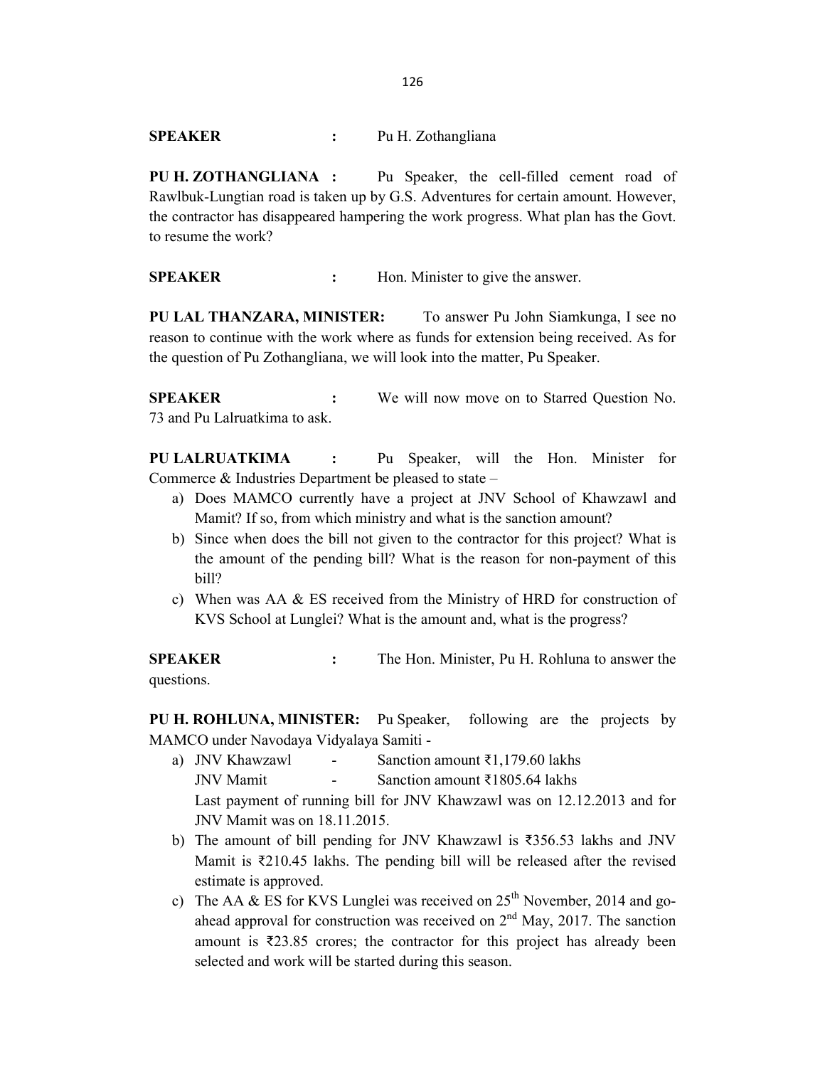**SPEAKER :** Pu H. Zothangliana

**PU H. ZOTHANGLIANA :** Pu Speaker, the cell-filled cement road of Rawlbuk-Lungtian road is taken up by G.S. Adventures for certain amount. However, the contractor has disappeared hampering the work progress. What plan has the Govt. to resume the work?

**SPEAKER :** Hon. Minister to give the answer.

**PU LAL THANZARA, MINISTER:** To answer Pu John Siamkunga, I see no reason to continue with the work where as funds for extension being received. As for the question of Pu Zothangliana, we will look into the matter, Pu Speaker.

**SPEAKER :** We will now move on to Starred Question No. 73 and Pu Lalruatkima to ask.

**PU LALRUATKIMA :** Pu Speaker, will the Hon. Minister for Commerce & Industries Department be pleased to state –

a) Does MAMCO currently have a project at JNV School of Khawzawl and Mamit? If so, from which ministry and what is the sanction amount?
b) Since when does the bill not given to the contractor for this project? What is the amount of the pending bill? What is the reason for non-payment of this bill?
c) When was AA & ES received from the Ministry of HRD for construction of KVS School at Lunglei? What is the amount and, what is the progress?

**SPEAKER :** The Hon. Minister, Pu H. Rohluna to answer the questions.

**PU H. ROHLUNA, MINISTER:** Pu Speaker, following are the projects by MAMCO under Navodaya Vidyalaya Samiti -

a) JNV Khawzawl - Sanction amount ₹1,179.60 lakhs
   JNV Mamit - Sanction amount ₹1805.64 lakhs
   Last payment of running bill for JNV Khawzawl was on 12.12.2013 and for JNV Mamit was on 18.11.2015.
b) The amount of bill pending for JNV Khawzawl is ₹356.53 lakhs and JNV Mamit is ₹210.45 lakhs. The pending bill will be released after the revised estimate is approved.
c) The AA & ES for KVS Lunglei was received on 25th November, 2014 and go-ahead approval for construction was received on 2nd May, 2017. The sanction amount is ₹23.85 crores; the contractor for this project has already been selected and work will be started during this season.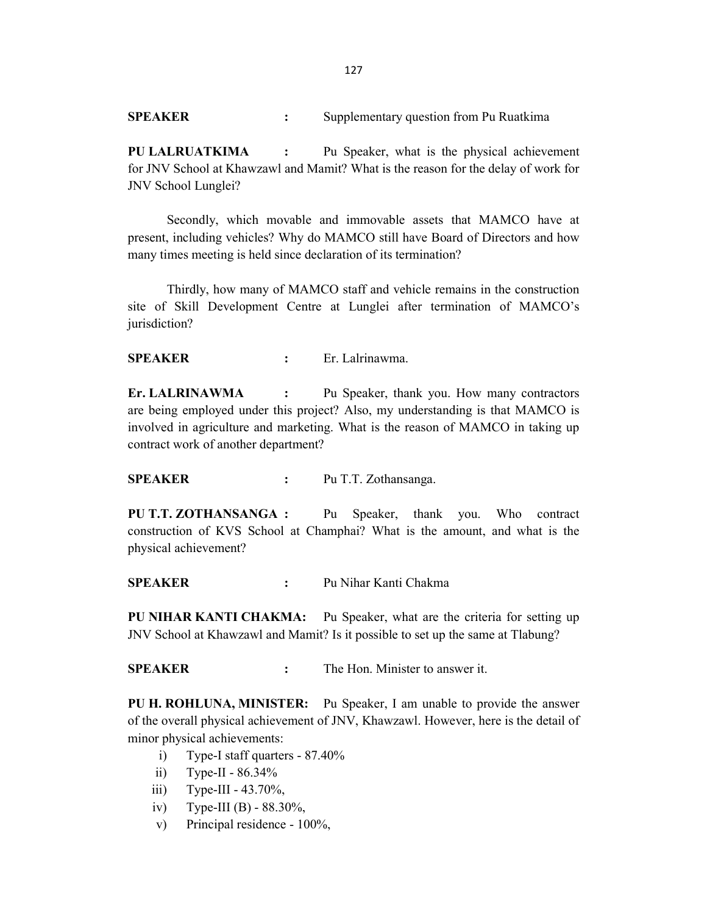**SPEAKER :** Supplementary question from Pu Ruatkima

**PU LALRUATKIMA :** Pu Speaker, what is the physical achievement for JNV School at Khawzawl and Mamit? What is the reason for the delay of work for JNV School Lunglei?

Secondly, which movable and immovable assets that MAMCO have at present, including vehicles? Why do MAMCO still have Board of Directors and how many times meeting is held since declaration of its termination?

Thirdly, how many of MAMCO staff and vehicle remains in the construction site of Skill Development Centre at Lunglei after termination of MAMCO's jurisdiction?

**SPEAKER :** Er. Lalrinawma.

**Er. LALRINAWMA :** Pu Speaker, thank you. How many contractors are being employed under this project? Also, my understanding is that MAMCO is involved in agriculture and marketing. What is the reason of MAMCO in taking up contract work of another department?

**SPEAKER :** Pu T.T. Zothansanga.

**PU T.T. ZOTHANSANGA :** Pu Speaker, thank you. Who contract construction of KVS School at Champhai? What is the amount, and what is the physical achievement?

**SPEAKER :** Pu Nihar Kanti Chakma

**PU NIHAR KANTI CHAKMA:** Pu Speaker, what are the criteria for setting up JNV School at Khawzawl and Mamit? Is it possible to set up the same at Tlabung?

**SPEAKER :** The Hon. Minister to answer it.

**PU H. ROHLUNA, MINISTER:** Pu Speaker, I am unable to provide the answer of the overall physical achievement of JNV, Khawzawl. However, here is the detail of minor physical achievements:

i) Type-I staff quarters - 87.40%
ii) Type-II - 86.34%
iii) Type-III - 43.70%,
iv) Type-III (B) - 88.30%,
v) Principal residence - 100%,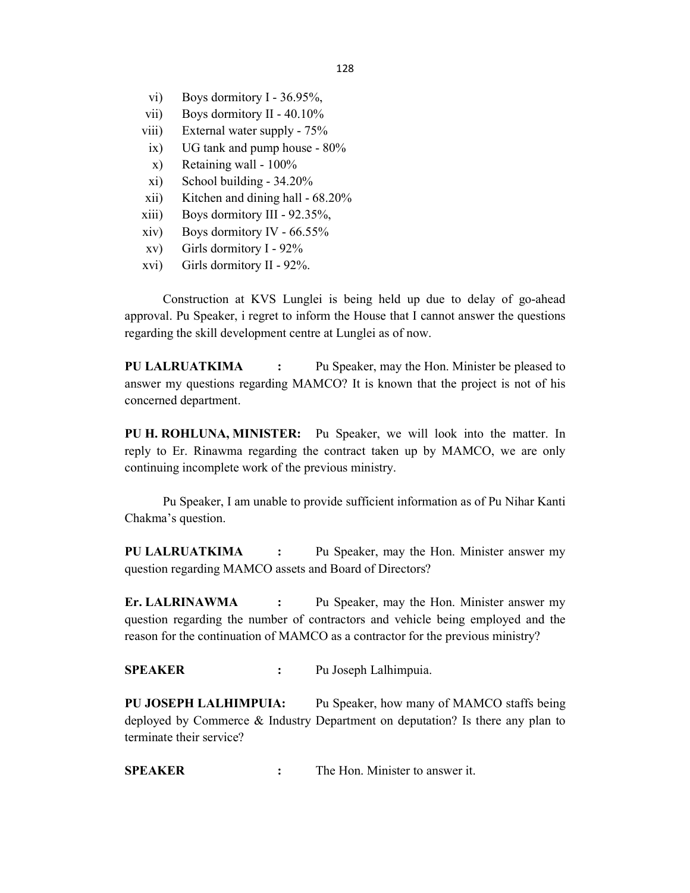vi) Boys dormitory I - 36.95%,
vii) Boys dormitory II - 40.10%
viii) External water supply - 75%
ix) UG tank and pump house - 80%
x) Retaining wall - 100%
xi) School building - 34.20%
xii) Kitchen and dining hall - 68.20%
xiii) Boys dormitory III - 92.35%,
xiv) Boys dormitory IV - 66.55%
xv) Girls dormitory I - 92%
xvi) Girls dormitory II - 92%.

Construction at KVS Lunglei is being held up due to delay of go-ahead approval. Pu Speaker, i regret to inform the House that I cannot answer the questions regarding the skill development centre at Lunglei as of now.

**PU LALRUATKIMA :** Pu Speaker, may the Hon. Minister be pleased to answer my questions regarding MAMCO? It is known that the project is not of his concerned department.

**PU H. ROHLUNA, MINISTER:** Pu Speaker, we will look into the matter. In reply to Er. Rinawma regarding the contract taken up by MAMCO, we are only continuing incomplete work of the previous ministry.

Pu Speaker, I am unable to provide sufficient information as of Pu Nihar Kanti Chakma's question.

**PU LALRUATKIMA :** Pu Speaker, may the Hon. Minister answer my question regarding MAMCO assets and Board of Directors?

**Er. LALRINAWMA :** Pu Speaker, may the Hon. Minister answer my question regarding the number of contractors and vehicle being employed and the reason for the continuation of MAMCO as a contractor for the previous ministry?

**SPEAKER :** Pu Joseph Lalhimpuia.

**PU JOSEPH LALHIMPUIA:** Pu Speaker, how many of MAMCO staffs being deployed by Commerce & Industry Department on deputation? Is there any plan to terminate their service?

**SPEAKER :** The Hon. Minister to answer it.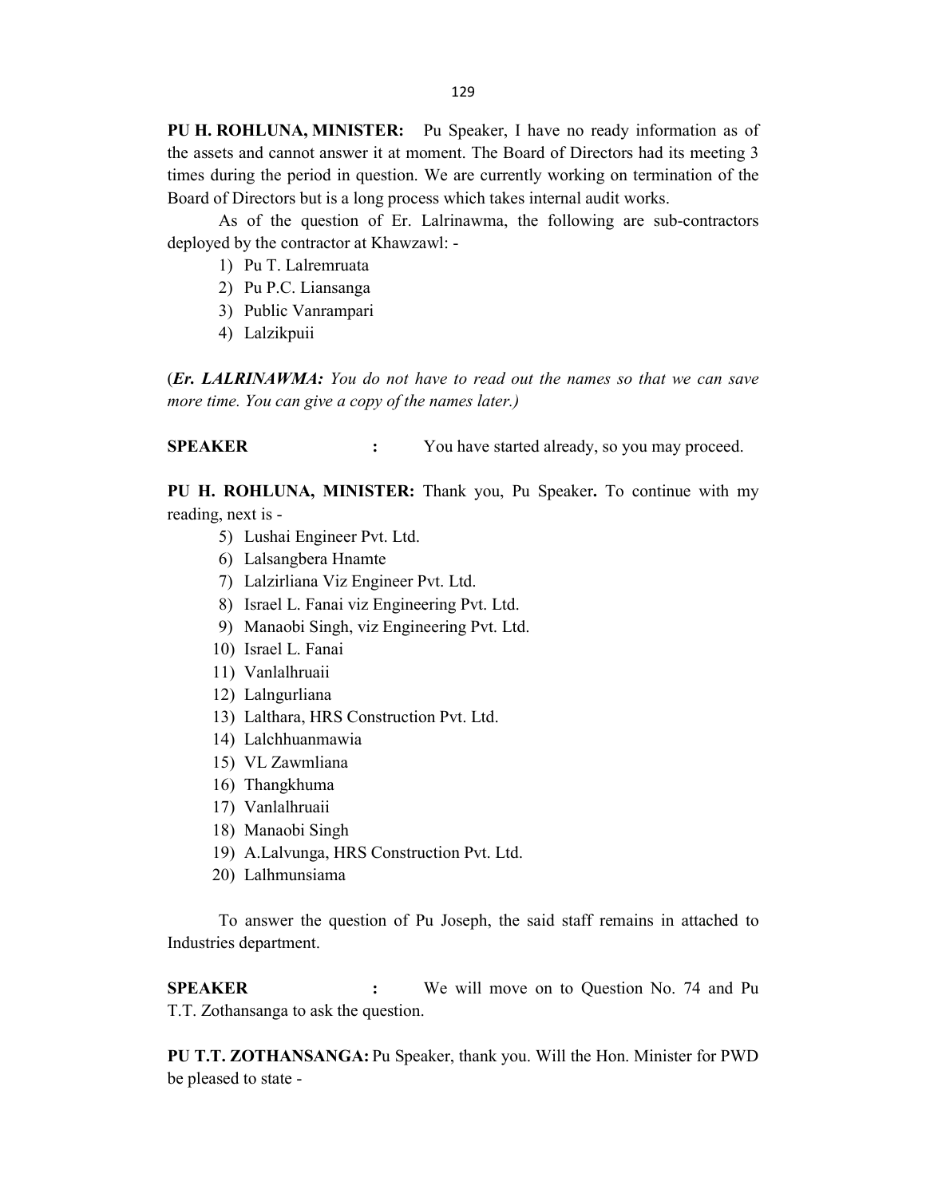**PU H. ROHLUNA, MINISTER:** Pu Speaker, I have no ready information as of the assets and cannot answer it at moment. The Board of Directors had its meeting 3 times during the period in question. We are currently working on termination of the Board of Directors but is a long process which takes internal audit works.

As of the question of Er. Lalrinawma, the following are sub-contractors deployed by the contractor at Khawzawl: -

1) Pu T. Lalremruata
2) Pu P.C. Liansanga
3) Public Vanrampari
4) Lalzikpuii

(***Er. LALRINAWMA:*** *You do not have to read out the names so that we can save more time. You can give a copy of the names later.)*

**SPEAKER :** You have started already, so you may proceed.

**PU H. ROHLUNA, MINISTER:** Thank you, Pu Speaker**.** To continue with my reading, next is -

5) Lushai Engineer Pvt. Ltd.
6) Lalsangbera Hnamte
7) Lalzirliana Viz Engineer Pvt. Ltd.
8) Israel L. Fanai viz Engineering Pvt. Ltd.
9) Manaobi Singh, viz Engineering Pvt. Ltd.
10) Israel L. Fanai
11) Vanlalhruaii
12) Lalngurliana
13) Lalthara, HRS Construction Pvt. Ltd.
14) Lalchhuanmawia
15) VL Zawmliana
16) Thangkhuma
17) Vanlalhruaii
18) Manaobi Singh
19) A.Lalvunga, HRS Construction Pvt. Ltd.
20) Lalhmunsiama

To answer the question of Pu Joseph, the said staff remains in attached to Industries department.

**SPEAKER :** We will move on to Question No. 74 and Pu T.T. Zothansanga to ask the question.

**PU T.T. ZOTHANSANGA:** Pu Speaker, thank you. Will the Hon. Minister for PWD be pleased to state -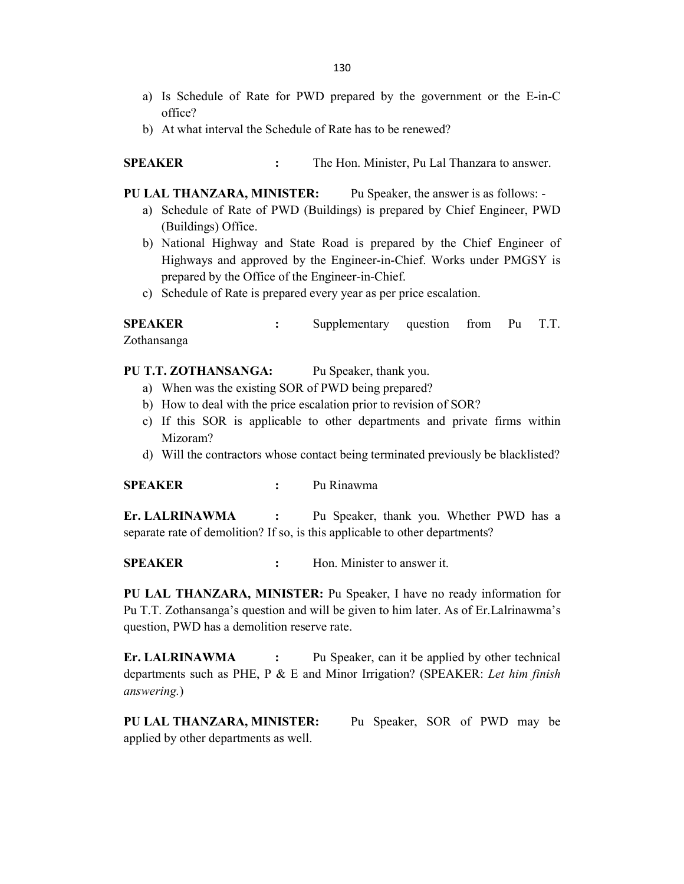a) Is Schedule of Rate for PWD prepared by the government or the E-in-C office?
b) At what interval the Schedule of Rate has to be renewed?

**SPEAKER** : The Hon. Minister, Pu Lal Thanzara to answer.

**PU LAL THANZARA, MINISTER:** Pu Speaker, the answer is as follows: -

a) Schedule of Rate of PWD (Buildings) is prepared by Chief Engineer, PWD (Buildings) Office.
b) National Highway and State Road is prepared by the Chief Engineer of Highways and approved by the Engineer-in-Chief. Works under PMGSY is prepared by the Office of the Engineer-in-Chief.
c) Schedule of Rate is prepared every year as per price escalation.

**SPEAKER** : Supplementary question from Pu T.T. Zothansanga

**PU T.T. ZOTHANSANGA:** Pu Speaker, thank you.

a) When was the existing SOR of PWD being prepared?
b) How to deal with the price escalation prior to revision of SOR?
c) If this SOR is applicable to other departments and private firms within Mizoram?
d) Will the contractors whose contact being terminated previously be blacklisted?

**SPEAKER** : Pu Rinawma

**Er. LALRINAWMA** : Pu Speaker, thank you. Whether PWD has a separate rate of demolition? If so, is this applicable to other departments?

**SPEAKER** : Hon. Minister to answer it.

**PU LAL THANZARA, MINISTER:** Pu Speaker, I have no ready information for Pu T.T. Zothansanga's question and will be given to him later. As of Er.Lalrinawma's question, PWD has a demolition reserve rate.

**Er. LALRINAWMA** : Pu Speaker, can it be applied by other technical departments such as PHE, P & E and Minor Irrigation? (SPEAKER: *Let him finish answering.*)

**PU LAL THANZARA, MINISTER:** Pu Speaker, SOR of PWD may be applied by other departments as well.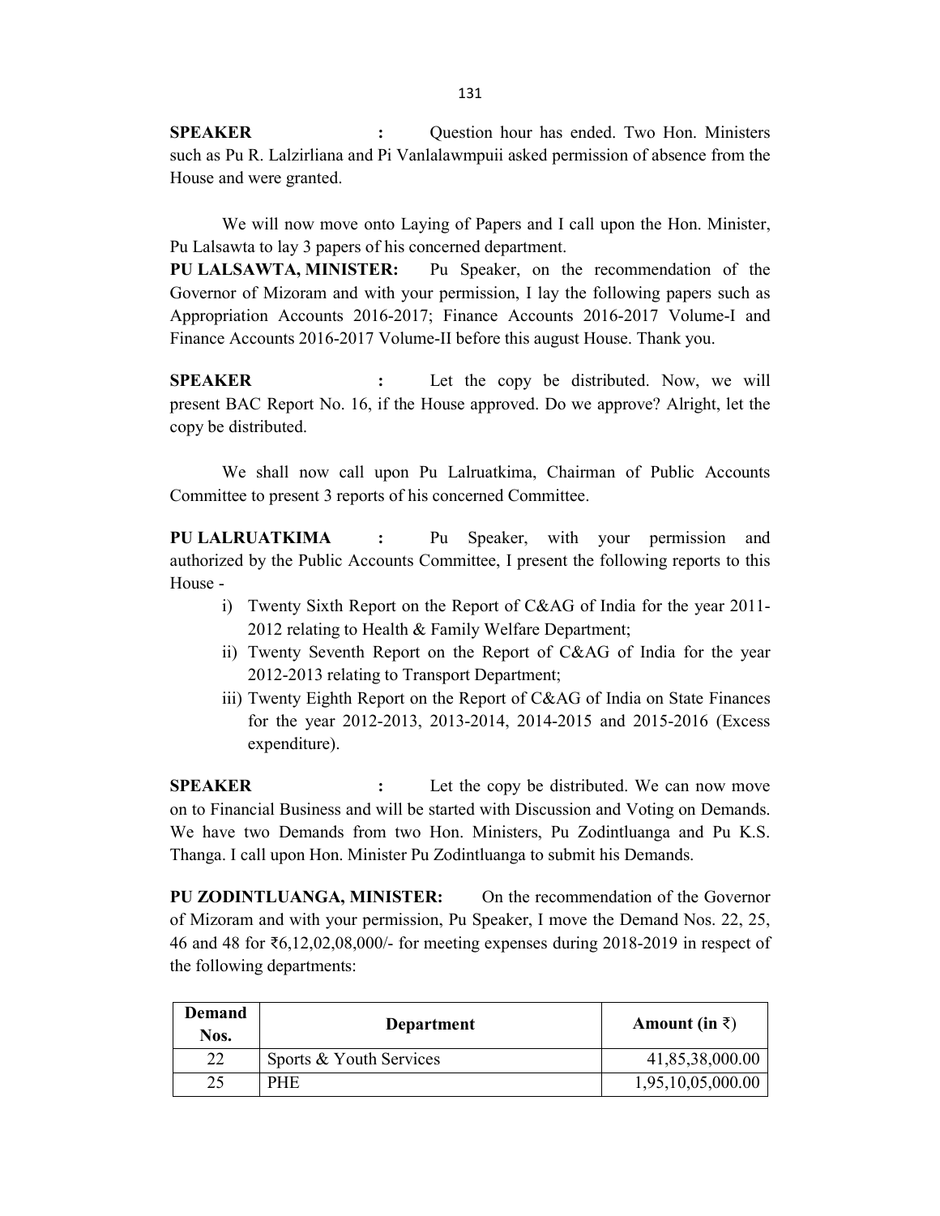**SPEAKER :** Question hour has ended. Two Hon. Ministers such as Pu R. Lalzirliana and Pi Vanlalawmpuii asked permission of absence from the House and were granted.

We will now move onto Laying of Papers and I call upon the Hon. Minister, Pu Lalsawta to lay 3 papers of his concerned department.

**PU LALSAWTA, MINISTER:** Pu Speaker, on the recommendation of the Governor of Mizoram and with your permission, I lay the following papers such as Appropriation Accounts 2016-2017; Finance Accounts 2016-2017 Volume-I and Finance Accounts 2016-2017 Volume-II before this august House. Thank you.

**SPEAKER :** Let the copy be distributed. Now, we will present BAC Report No. 16, if the House approved. Do we approve? Alright, let the copy be distributed.

We shall now call upon Pu Lalruatkima, Chairman of Public Accounts Committee to present 3 reports of his concerned Committee.

**PU LALRUATKIMA :** Pu Speaker, with your permission and authorized by the Public Accounts Committee, I present the following reports to this House -

i) Twenty Sixth Report on the Report of C&AG of India for the year 2011-2012 relating to Health & Family Welfare Department;
ii) Twenty Seventh Report on the Report of C&AG of India for the year 2012-2013 relating to Transport Department;
iii) Twenty Eighth Report on the Report of C&AG of India on State Finances for the year 2012-2013, 2013-2014, 2014-2015 and 2015-2016 (Excess expenditure).

**SPEAKER :** Let the copy be distributed. We can now move on to Financial Business and will be started with Discussion and Voting on Demands. We have two Demands from two Hon. Ministers, Pu Zodintluanga and Pu K.S. Thanga. I call upon Hon. Minister Pu Zodintluanga to submit his Demands.

**PU ZODINTLUANGA, MINISTER:** On the recommendation of the Governor of Mizoram and with your permission, Pu Speaker, I move the Demand Nos. 22, 25, 46 and 48 for ₹6,12,02,08,000/- for meeting expenses during 2018-2019 in respect of the following departments:

| Demand Nos. | Department | Amount (in ₹) |
|---|---|---|
| 22 | Sports & Youth Services | 41,85,38,000.00 |
| 25 | PHE | 1,95,10,05,000.00 |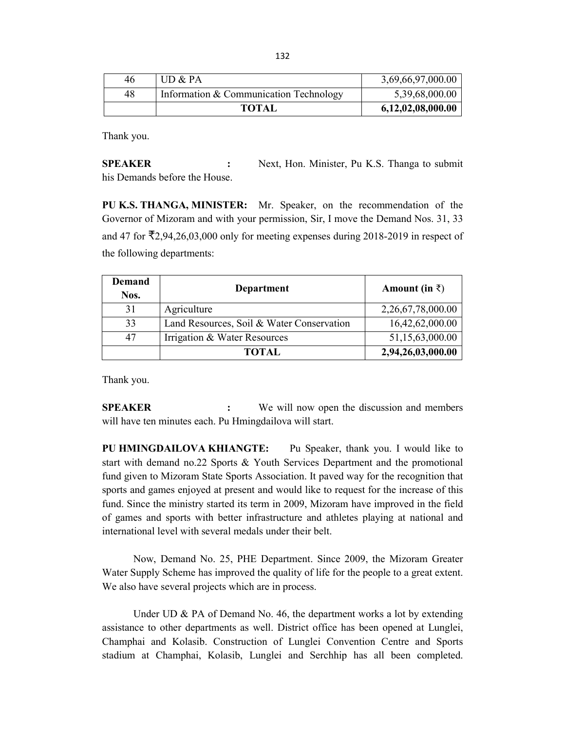| 46 | UD & PA | 3,69,66,97,000.00 |
|---|---|---|
| 48 | Information & Communication Technology | 5,39,68,000.00 |
| | **TOTAL** | **6,12,02,08,000.00** |

Thank you.

**SPEAKER :** Next, Hon. Minister, Pu K.S. Thanga to submit his Demands before the House.

**PU K.S. THANGA, MINISTER:** Mr. Speaker, on the recommendation of the Governor of Mizoram and with your permission, Sir, I move the Demand Nos. 31, 33 and 47 for ₹2,94,26,03,000 only for meeting expenses during 2018-2019 in respect of the following departments:

| Demand Nos. | Department | Amount (in ₹) |
|---|---|---|
| 31 | Agriculture | 2,26,67,78,000.00 |
| 33 | Land Resources, Soil & Water Conservation | 16,42,62,000.00 |
| 47 | Irrigation & Water Resources | 51,15,63,000.00 |
| | **TOTAL** | **2,94,26,03,000.00** |

Thank you.

**SPEAKER :** We will now open the discussion and members will have ten minutes each. Pu Hmingdailova will start.

**PU HMINGDAILOVA KHIANGTE:** Pu Speaker, thank you. I would like to start with demand no.22 Sports & Youth Services Department and the promotional fund given to Mizoram State Sports Association. It paved way for the recognition that sports and games enjoyed at present and would like to request for the increase of this fund. Since the ministry started its term in 2009, Mizoram have improved in the field of games and sports with better infrastructure and athletes playing at national and international level with several medals under their belt.

Now, Demand No. 25, PHE Department. Since 2009, the Mizoram Greater Water Supply Scheme has improved the quality of life for the people to a great extent. We also have several projects which are in process.

Under UD & PA of Demand No. 46, the department works a lot by extending assistance to other departments as well. District office has been opened at Lunglei, Champhai and Kolasib. Construction of Lunglei Convention Centre and Sports stadium at Champhai, Kolasib, Lunglei and Serchhip has all been completed.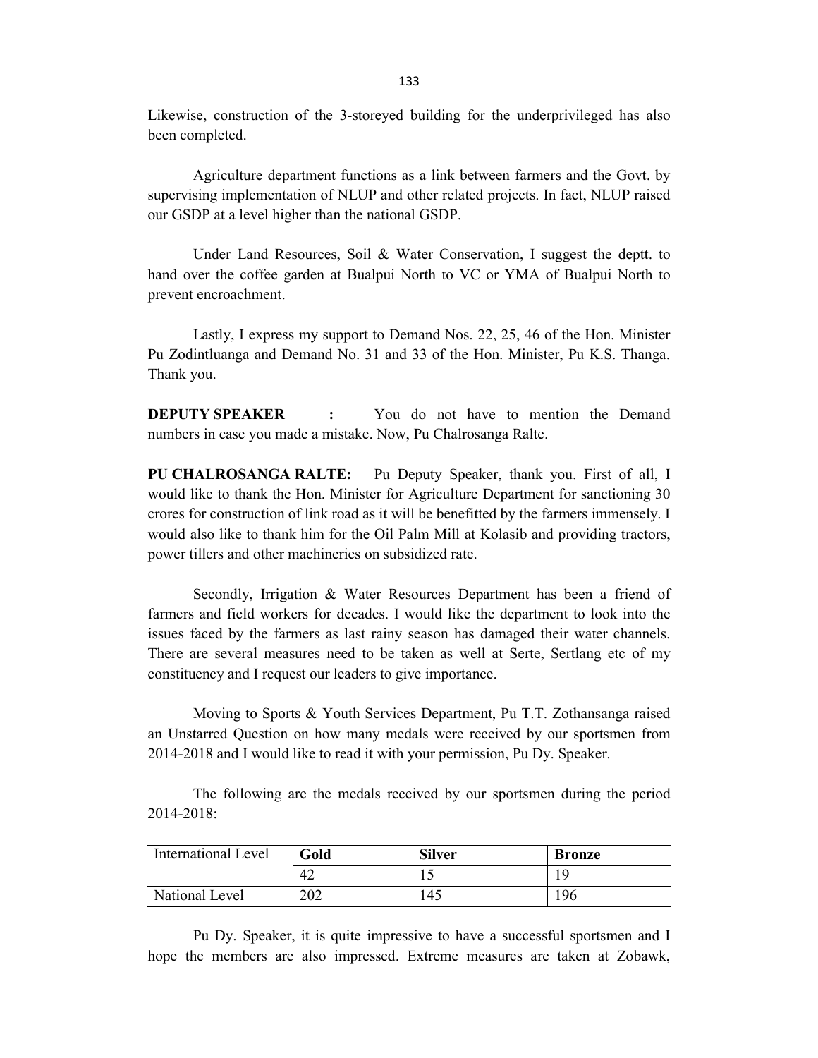Likewise, construction of the 3-storeyed building for the underprivileged has also been completed.

Agriculture department functions as a link between farmers and the Govt. by supervising implementation of NLUP and other related projects. In fact, NLUP raised our GSDP at a level higher than the national GSDP.

Under Land Resources, Soil & Water Conservation, I suggest the deptt. to hand over the coffee garden at Bualpui North to VC or YMA of Bualpui North to prevent encroachment.

Lastly, I express my support to Demand Nos. 22, 25, 46 of the Hon. Minister Pu Zodintluanga and Demand No. 31 and 33 of the Hon. Minister, Pu K.S. Thanga. Thank you.

**DEPUTY SPEAKER :** You do not have to mention the Demand numbers in case you made a mistake. Now, Pu Chalrosanga Ralte.

**PU CHALROSANGA RALTE:** Pu Deputy Speaker, thank you. First of all, I would like to thank the Hon. Minister for Agriculture Department for sanctioning 30 crores for construction of link road as it will be benefitted by the farmers immensely. I would also like to thank him for the Oil Palm Mill at Kolasib and providing tractors, power tillers and other machineries on subsidized rate.

Secondly, Irrigation & Water Resources Department has been a friend of farmers and field workers for decades. I would like the department to look into the issues faced by the farmers as last rainy season has damaged their water channels. There are several measures need to be taken as well at Serte, Sertlang etc of my constituency and I request our leaders to give importance.

Moving to Sports & Youth Services Department, Pu T.T. Zothansanga raised an Unstarred Question on how many medals were received by our sportsmen from 2014-2018 and I would like to read it with your permission, Pu Dy. Speaker.

The following are the medals received by our sportsmen during the period 2014-2018:

| International Level | **Gold** | **Silver** | **Bronze** |
|---|---|---|---|
| | 42 | 15 | 19 |
| National Level | 202 | 145 | 196 |

Pu Dy. Speaker, it is quite impressive to have a successful sportsmen and I hope the members are also impressed. Extreme measures are taken at Zobawk,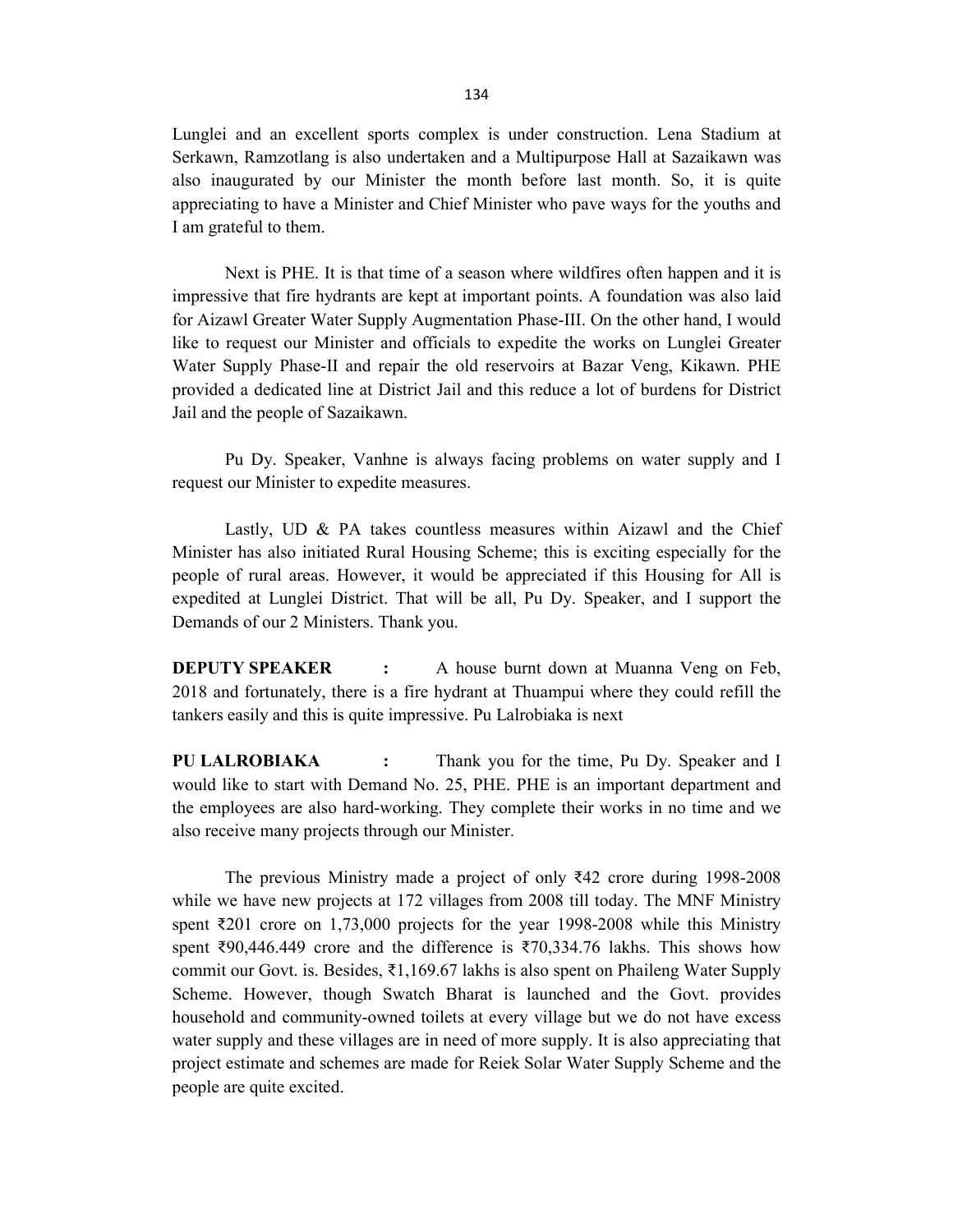Lunglei and an excellent sports complex is under construction. Lena Stadium at Serkawn, Ramzotlang is also undertaken and a Multipurpose Hall at Sazaikawn was also inaugurated by our Minister the month before last month. So, it is quite appreciating to have a Minister and Chief Minister who pave ways for the youths and I am grateful to them.

Next is PHE. It is that time of a season where wildfires often happen and it is impressive that fire hydrants are kept at important points. A foundation was also laid for Aizawl Greater Water Supply Augmentation Phase-III. On the other hand, I would like to request our Minister and officials to expedite the works on Lunglei Greater Water Supply Phase-II and repair the old reservoirs at Bazar Veng, Kikawn. PHE provided a dedicated line at District Jail and this reduce a lot of burdens for District Jail and the people of Sazaikawn.

Pu Dy. Speaker, Vanhne is always facing problems on water supply and I request our Minister to expedite measures.

Lastly, UD & PA takes countless measures within Aizawl and the Chief Minister has also initiated Rural Housing Scheme; this is exciting especially for the people of rural areas. However, it would be appreciated if this Housing for All is expedited at Lunglei District. That will be all, Pu Dy. Speaker, and I support the Demands of our 2 Ministers. Thank you.

**DEPUTY SPEAKER :** A house burnt down at Muanna Veng on Feb, 2018 and fortunately, there is a fire hydrant at Thuampui where they could refill the tankers easily and this is quite impressive. Pu Lalrobiaka is next

**PU LALROBIAKA :** Thank you for the time, Pu Dy. Speaker and I would like to start with Demand No. 25, PHE. PHE is an important department and the employees are also hard-working. They complete their works in no time and we also receive many projects through our Minister.

The previous Ministry made a project of only ₹42 crore during 1998-2008 while we have new projects at 172 villages from 2008 till today. The MNF Ministry spent ₹201 crore on 1,73,000 projects for the year 1998-2008 while this Ministry spent ₹90,446.449 crore and the difference is ₹70,334.76 lakhs. This shows how commit our Govt. is. Besides, ₹1,169.67 lakhs is also spent on Phaileng Water Supply Scheme. However, though Swatch Bharat is launched and the Govt. provides household and community-owned toilets at every village but we do not have excess water supply and these villages are in need of more supply. It is also appreciating that project estimate and schemes are made for Reiek Solar Water Supply Scheme and the people are quite excited.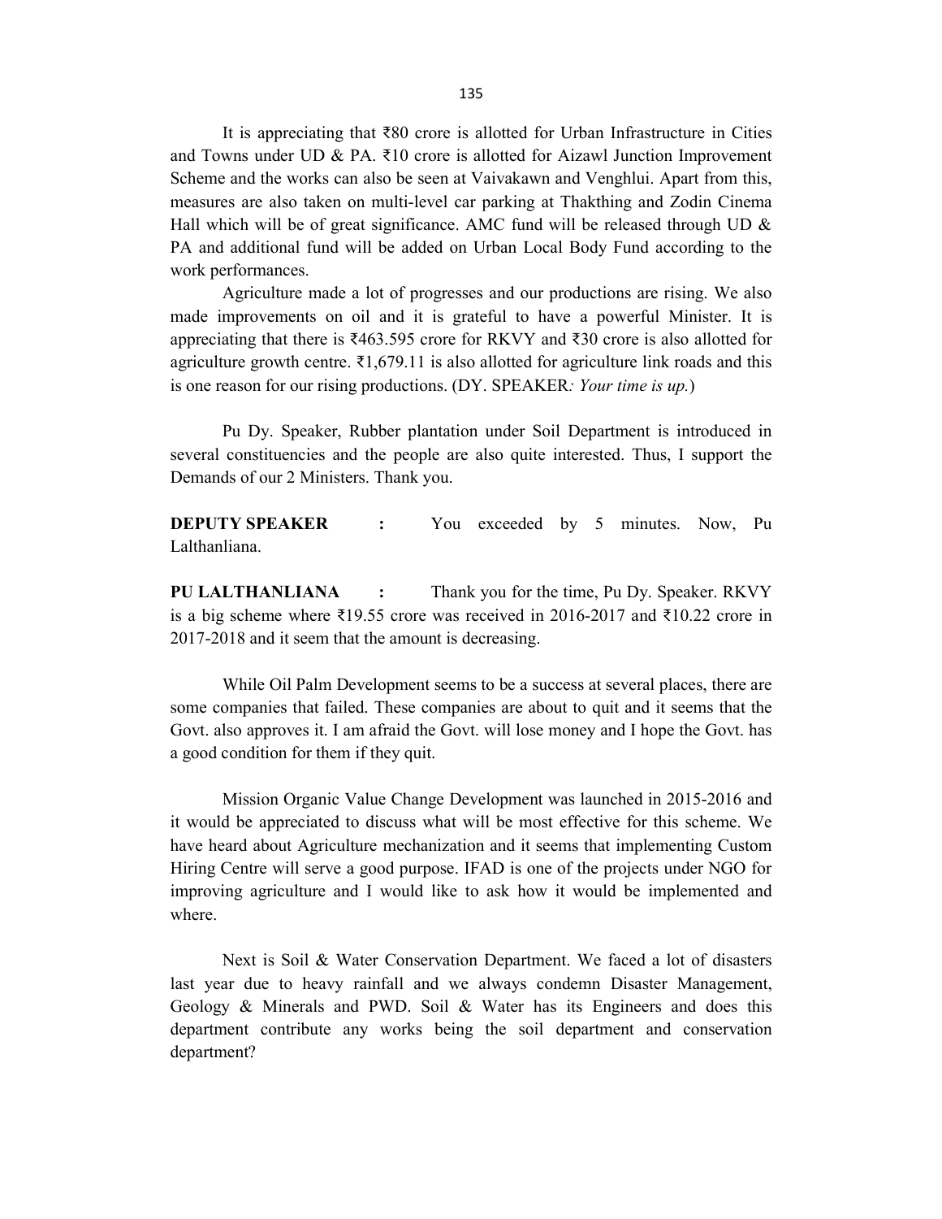It is appreciating that ₹80 crore is allotted for Urban Infrastructure in Cities and Towns under UD & PA. ₹10 crore is allotted for Aizawl Junction Improvement Scheme and the works can also be seen at Vaivakawn and Venghlui. Apart from this, measures are also taken on multi-level car parking at Thakthing and Zodin Cinema Hall which will be of great significance. AMC fund will be released through UD & PA and additional fund will be added on Urban Local Body Fund according to the work performances.

Agriculture made a lot of progresses and our productions are rising. We also made improvements on oil and it is grateful to have a powerful Minister. It is appreciating that there is ₹463.595 crore for RKVY and ₹30 crore is also allotted for agriculture growth centre. ₹1,679.11 is also allotted for agriculture link roads and this is one reason for our rising productions. (DY. SPEAKER*: Your time is up.*)

Pu Dy. Speaker, Rubber plantation under Soil Department is introduced in several constituencies and the people are also quite interested. Thus, I support the Demands of our 2 Ministers. Thank you.

**DEPUTY SPEAKER** : You exceeded by 5 minutes. Now, Pu Lalthanliana.

**PU LALTHANLIANA** : Thank you for the time, Pu Dy. Speaker. RKVY is a big scheme where ₹19.55 crore was received in 2016-2017 and ₹10.22 crore in 2017-2018 and it seem that the amount is decreasing.

While Oil Palm Development seems to be a success at several places, there are some companies that failed. These companies are about to quit and it seems that the Govt. also approves it. I am afraid the Govt. will lose money and I hope the Govt. has a good condition for them if they quit.

Mission Organic Value Change Development was launched in 2015-2016 and it would be appreciated to discuss what will be most effective for this scheme. We have heard about Agriculture mechanization and it seems that implementing Custom Hiring Centre will serve a good purpose. IFAD is one of the projects under NGO for improving agriculture and I would like to ask how it would be implemented and where.

Next is Soil & Water Conservation Department. We faced a lot of disasters last year due to heavy rainfall and we always condemn Disaster Management, Geology & Minerals and PWD. Soil & Water has its Engineers and does this department contribute any works being the soil department and conservation department?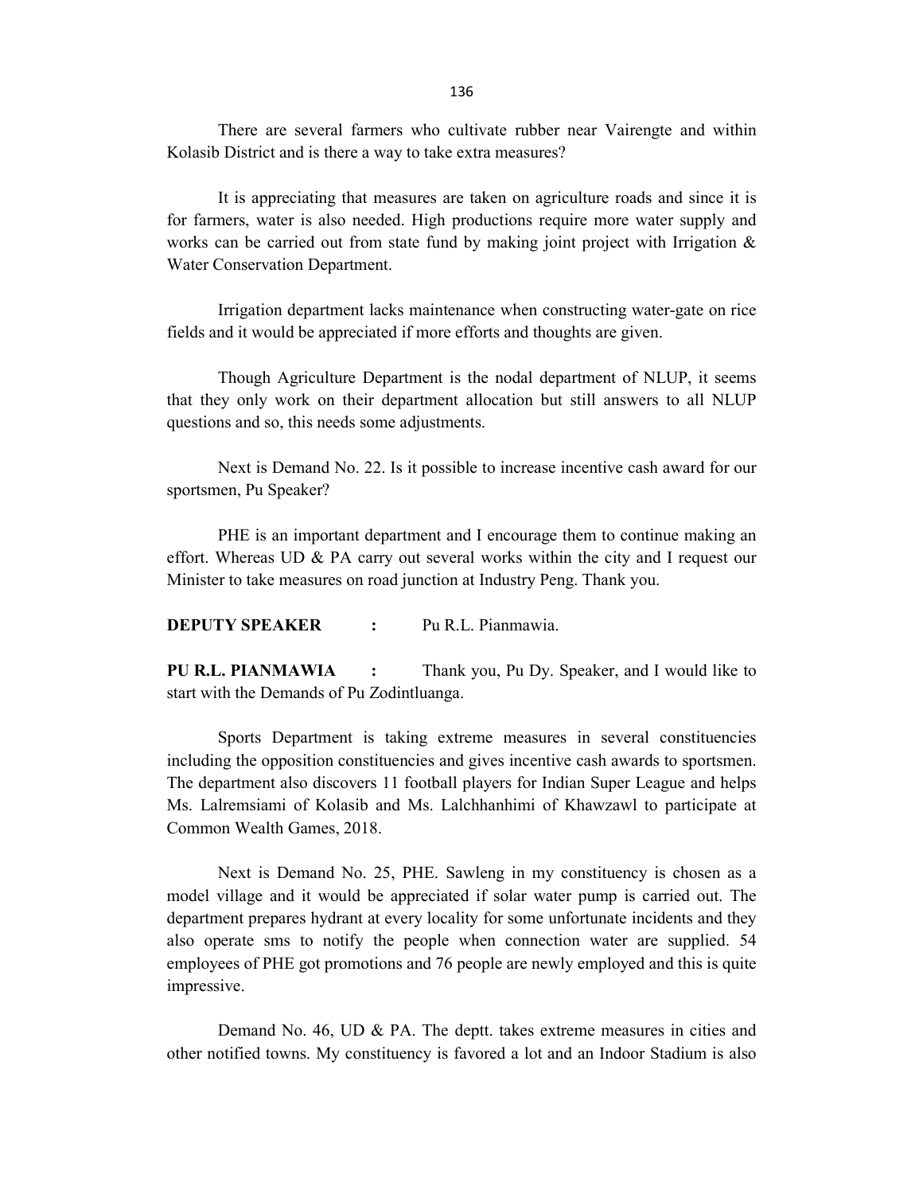There are several farmers who cultivate rubber near Vairengte and within Kolasib District and is there a way to take extra measures?

It is appreciating that measures are taken on agriculture roads and since it is for farmers, water is also needed. High productions require more water supply and works can be carried out from state fund by making joint project with Irrigation & Water Conservation Department.

Irrigation department lacks maintenance when constructing water-gate on rice fields and it would be appreciated if more efforts and thoughts are given.

Though Agriculture Department is the nodal department of NLUP, it seems that they only work on their department allocation but still answers to all NLUP questions and so, this needs some adjustments.

Next is Demand No. 22. Is it possible to increase incentive cash award for our sportsmen, Pu Speaker?

PHE is an important department and I encourage them to continue making an effort. Whereas UD & PA carry out several works within the city and I request our Minister to take measures on road junction at Industry Peng. Thank you.

**DEPUTY SPEAKER :** Pu R.L. Pianmawia.

**PU R.L. PIANMAWIA :** Thank you, Pu Dy. Speaker, and I would like to start with the Demands of Pu Zodintluanga.

Sports Department is taking extreme measures in several constituencies including the opposition constituencies and gives incentive cash awards to sportsmen. The department also discovers 11 football players for Indian Super League and helps Ms. Lalremsiami of Kolasib and Ms. Lalchhanhimi of Khawzawl to participate at Common Wealth Games, 2018.

Next is Demand No. 25, PHE. Sawleng in my constituency is chosen as a model village and it would be appreciated if solar water pump is carried out. The department prepares hydrant at every locality for some unfortunate incidents and they also operate sms to notify the people when connection water are supplied. 54 employees of PHE got promotions and 76 people are newly employed and this is quite impressive.

Demand No. 46, UD & PA. The deptt. takes extreme measures in cities and other notified towns. My constituency is favored a lot and an Indoor Stadium is also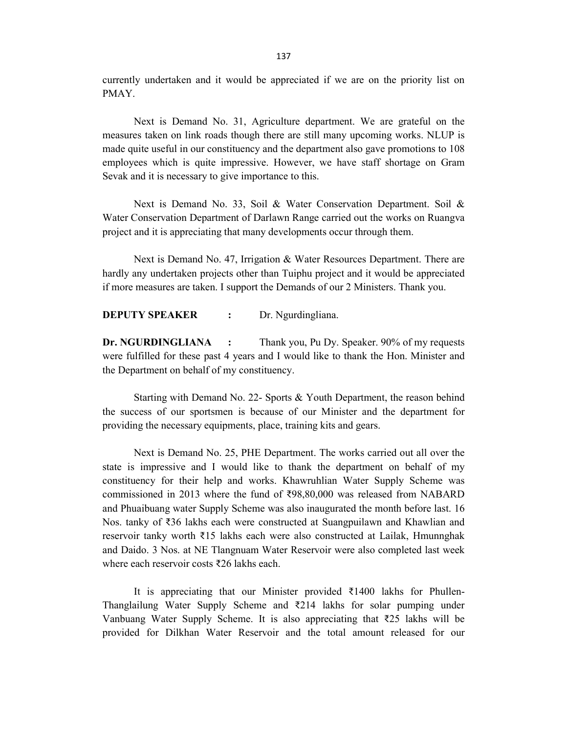currently undertaken and it would be appreciated if we are on the priority list on PMAY.

Next is Demand No. 31, Agriculture department. We are grateful on the measures taken on link roads though there are still many upcoming works. NLUP is made quite useful in our constituency and the department also gave promotions to 108 employees which is quite impressive. However, we have staff shortage on Gram Sevak and it is necessary to give importance to this.

Next is Demand No. 33, Soil & Water Conservation Department. Soil & Water Conservation Department of Darlawn Range carried out the works on Ruangva project and it is appreciating that many developments occur through them.

Next is Demand No. 47, Irrigation & Water Resources Department. There are hardly any undertaken projects other than Tuiphu project and it would be appreciated if more measures are taken. I support the Demands of our 2 Ministers. Thank you.

**DEPUTY SPEAKER :** Dr. Ngurdingliana.

**Dr. NGURDINGLIANA :** Thank you, Pu Dy. Speaker. 90% of my requests were fulfilled for these past 4 years and I would like to thank the Hon. Minister and the Department on behalf of my constituency.

Starting with Demand No. 22- Sports & Youth Department, the reason behind the success of our sportsmen is because of our Minister and the department for providing the necessary equipments, place, training kits and gears.

Next is Demand No. 25, PHE Department. The works carried out all over the state is impressive and I would like to thank the department on behalf of my constituency for their help and works. Khawruhlian Water Supply Scheme was commissioned in 2013 where the fund of ₹98,80,000 was released from NABARD and Phuaibuang water Supply Scheme was also inaugurated the month before last. 16 Nos. tanky of ₹36 lakhs each were constructed at Suangpuilawn and Khawlian and reservoir tanky worth ₹15 lakhs each were also constructed at Lailak, Hmunnghak and Daido. 3 Nos. at NE Tlangnuam Water Reservoir were also completed last week where each reservoir costs ₹26 lakhs each.

It is appreciating that our Minister provided ₹1400 lakhs for Phullen-Thanglailung Water Supply Scheme and ₹214 lakhs for solar pumping under Vanbuang Water Supply Scheme. It is also appreciating that ₹25 lakhs will be provided for Dilkhan Water Reservoir and the total amount released for our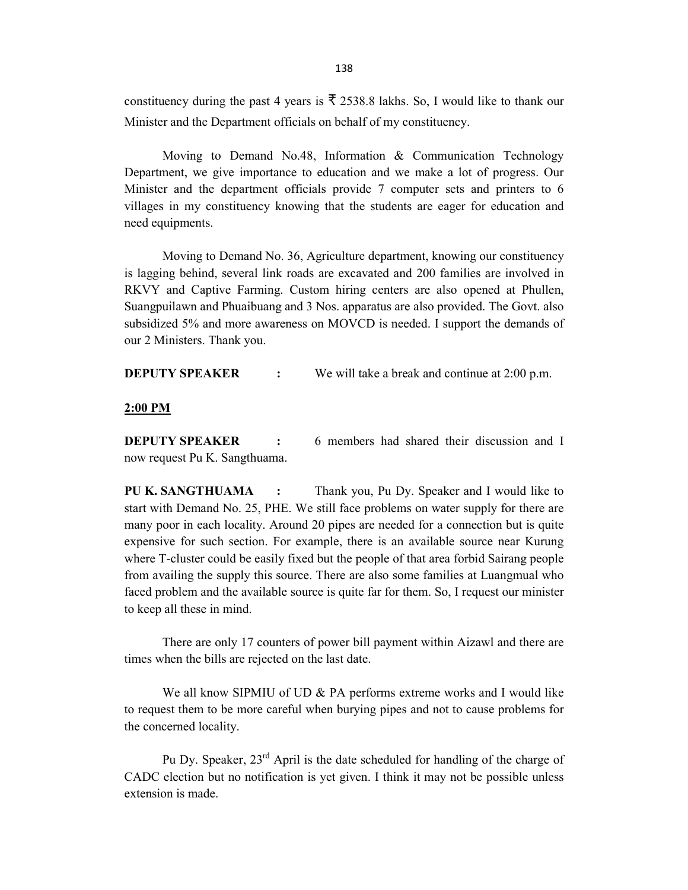constituency during the past 4 years is ₹ 2538.8 lakhs. So, I would like to thank our Minister and the Department officials on behalf of my constituency.

Moving to Demand No.48, Information & Communication Technology Department, we give importance to education and we make a lot of progress. Our Minister and the department officials provide 7 computer sets and printers to 6 villages in my constituency knowing that the students are eager for education and need equipments.

Moving to Demand No. 36, Agriculture department, knowing our constituency is lagging behind, several link roads are excavated and 200 families are involved in RKVY and Captive Farming. Custom hiring centers are also opened at Phullen, Suangpuilawn and Phuaibuang and 3 Nos. apparatus are also provided. The Govt. also subsidized 5% and more awareness on MOVCD is needed. I support the demands of our 2 Ministers. Thank you.

**DEPUTY SPEAKER :** We will take a break and continue at 2:00 p.m.

**2:00 PM**

**DEPUTY SPEAKER :** 6 members had shared their discussion and I now request Pu K. Sangthuama.

**PU K. SANGTHUAMA :** Thank you, Pu Dy. Speaker and I would like to start with Demand No. 25, PHE. We still face problems on water supply for there are many poor in each locality. Around 20 pipes are needed for a connection but is quite expensive for such section. For example, there is an available source near Kurung where T-cluster could be easily fixed but the people of that area forbid Sairang people from availing the supply this source. There are also some families at Luangmual who faced problem and the available source is quite far for them. So, I request our minister to keep all these in mind.

There are only 17 counters of power bill payment within Aizawl and there are times when the bills are rejected on the last date.

We all know SIPMIU of UD & PA performs extreme works and I would like to request them to be more careful when burying pipes and not to cause problems for the concerned locality.

Pu Dy. Speaker, 23rd April is the date scheduled for handling of the charge of CADC election but no notification is yet given. I think it may not be possible unless extension is made.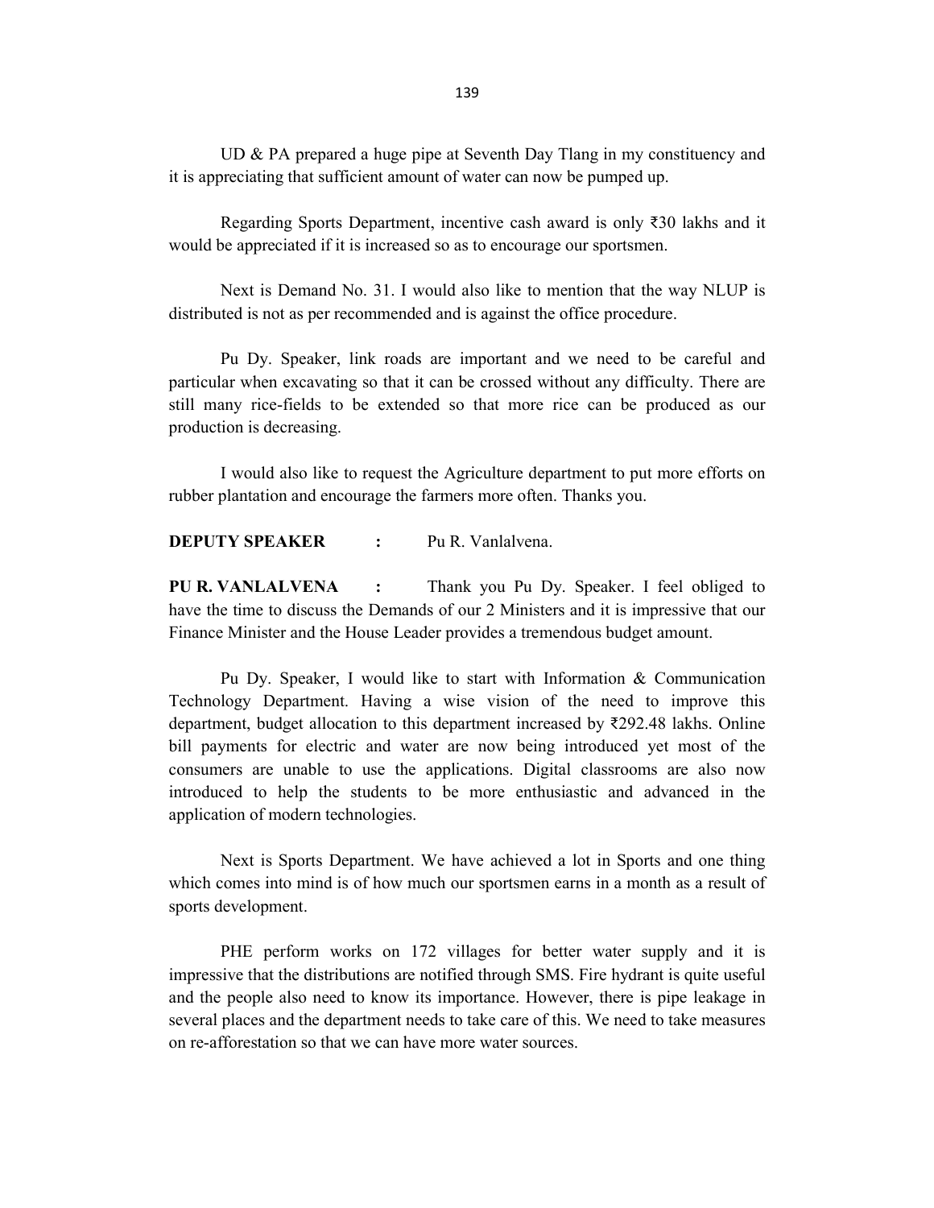UD & PA prepared a huge pipe at Seventh Day Tlang in my constituency and it is appreciating that sufficient amount of water can now be pumped up.

Regarding Sports Department, incentive cash award is only ₹30 lakhs and it would be appreciated if it is increased so as to encourage our sportsmen.

Next is Demand No. 31. I would also like to mention that the way NLUP is distributed is not as per recommended and is against the office procedure.

Pu Dy. Speaker, link roads are important and we need to be careful and particular when excavating so that it can be crossed without any difficulty. There are still many rice-fields to be extended so that more rice can be produced as our production is decreasing.

I would also like to request the Agriculture department to put more efforts on rubber plantation and encourage the farmers more often. Thanks you.

**DEPUTY SPEAKER** : Pu R. Vanlalvena.

**PU R. VANLALVENA** : Thank you Pu Dy. Speaker. I feel obliged to have the time to discuss the Demands of our 2 Ministers and it is impressive that our Finance Minister and the House Leader provides a tremendous budget amount.

Pu Dy. Speaker, I would like to start with Information & Communication Technology Department. Having a wise vision of the need to improve this department, budget allocation to this department increased by ₹292.48 lakhs. Online bill payments for electric and water are now being introduced yet most of the consumers are unable to use the applications. Digital classrooms are also now introduced to help the students to be more enthusiastic and advanced in the application of modern technologies.

Next is Sports Department. We have achieved a lot in Sports and one thing which comes into mind is of how much our sportsmen earns in a month as a result of sports development.

PHE perform works on 172 villages for better water supply and it is impressive that the distributions are notified through SMS. Fire hydrant is quite useful and the people also need to know its importance. However, there is pipe leakage in several places and the department needs to take care of this. We need to take measures on re-afforestation so that we can have more water sources.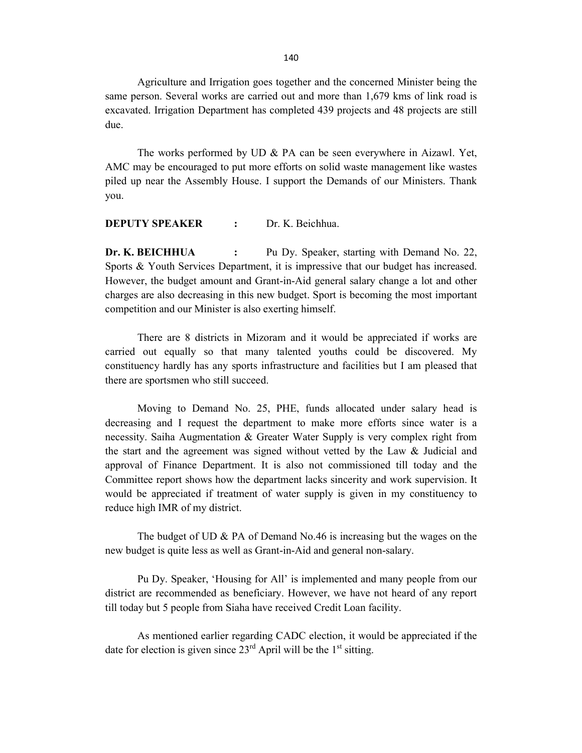Agriculture and Irrigation goes together and the concerned Minister being the same person. Several works are carried out and more than 1,679 kms of link road is excavated. Irrigation Department has completed 439 projects and 48 projects are still due.

The works performed by UD & PA can be seen everywhere in Aizawl. Yet, AMC may be encouraged to put more efforts on solid waste management like wastes piled up near the Assembly House. I support the Demands of our Ministers. Thank you.

**DEPUTY SPEAKER** : Dr. K. Beichhua.

**Dr. K. BEICHHUA** : Pu Dy. Speaker, starting with Demand No. 22, Sports & Youth Services Department, it is impressive that our budget has increased. However, the budget amount and Grant-in-Aid general salary change a lot and other charges are also decreasing in this new budget. Sport is becoming the most important competition and our Minister is also exerting himself.

There are 8 districts in Mizoram and it would be appreciated if works are carried out equally so that many talented youths could be discovered. My constituency hardly has any sports infrastructure and facilities but I am pleased that there are sportsmen who still succeed.

Moving to Demand No. 25, PHE, funds allocated under salary head is decreasing and I request the department to make more efforts since water is a necessity. Saiha Augmentation & Greater Water Supply is very complex right from the start and the agreement was signed without vetted by the Law & Judicial and approval of Finance Department. It is also not commissioned till today and the Committee report shows how the department lacks sincerity and work supervision. It would be appreciated if treatment of water supply is given in my constituency to reduce high IMR of my district.

The budget of UD & PA of Demand No.46 is increasing but the wages on the new budget is quite less as well as Grant-in-Aid and general non-salary.

Pu Dy. Speaker, 'Housing for All' is implemented and many people from our district are recommended as beneficiary. However, we have not heard of any report till today but 5 people from Siaha have received Credit Loan facility.

As mentioned earlier regarding CADC election, it would be appreciated if the date for election is given since 23rd April will be the 1st sitting.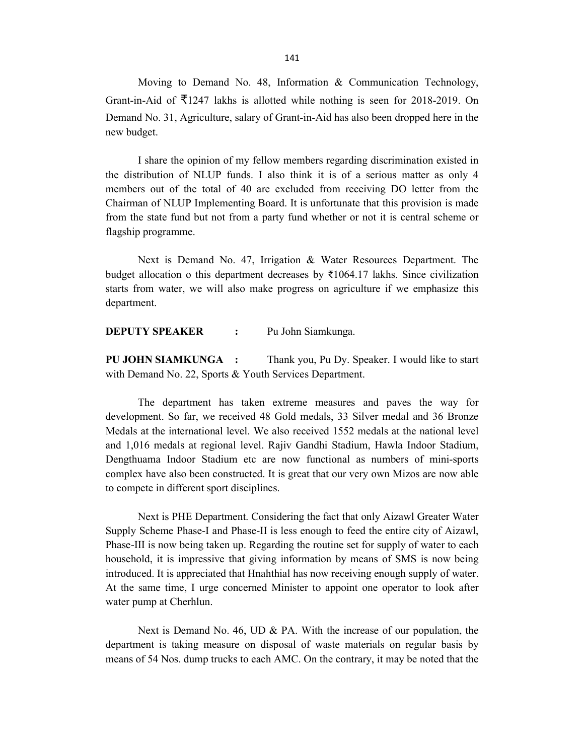Moving to Demand No. 48, Information & Communication Technology, Grant-in-Aid of ₹1247 lakhs is allotted while nothing is seen for 2018-2019. On Demand No. 31, Agriculture, salary of Grant-in-Aid has also been dropped here in the new budget.

I share the opinion of my fellow members regarding discrimination existed in the distribution of NLUP funds. I also think it is of a serious matter as only 4 members out of the total of 40 are excluded from receiving DO letter from the Chairman of NLUP Implementing Board. It is unfortunate that this provision is made from the state fund but not from a party fund whether or not it is central scheme or flagship programme.

Next is Demand No. 47, Irrigation & Water Resources Department. The budget allocation o this department decreases by ₹1064.17 lakhs. Since civilization starts from water, we will also make progress on agriculture if we emphasize this department.

**DEPUTY SPEAKER :** Pu John Siamkunga.

**PU JOHN SIAMKUNGA :** Thank you, Pu Dy. Speaker. I would like to start with Demand No. 22, Sports & Youth Services Department.

The department has taken extreme measures and paves the way for development. So far, we received 48 Gold medals, 33 Silver medal and 36 Bronze Medals at the international level. We also received 1552 medals at the national level and 1,016 medals at regional level. Rajiv Gandhi Stadium, Hawla Indoor Stadium, Dengthuama Indoor Stadium etc are now functional as numbers of mini-sports complex have also been constructed. It is great that our very own Mizos are now able to compete in different sport disciplines.

Next is PHE Department. Considering the fact that only Aizawl Greater Water Supply Scheme Phase-I and Phase-II is less enough to feed the entire city of Aizawl, Phase-III is now being taken up. Regarding the routine set for supply of water to each household, it is impressive that giving information by means of SMS is now being introduced. It is appreciated that Hnahthial has now receiving enough supply of water. At the same time, I urge concerned Minister to appoint one operator to look after water pump at Cherhlun.

Next is Demand No. 46, UD & PA. With the increase of our population, the department is taking measure on disposal of waste materials on regular basis by means of 54 Nos. dump trucks to each AMC. On the contrary, it may be noted that the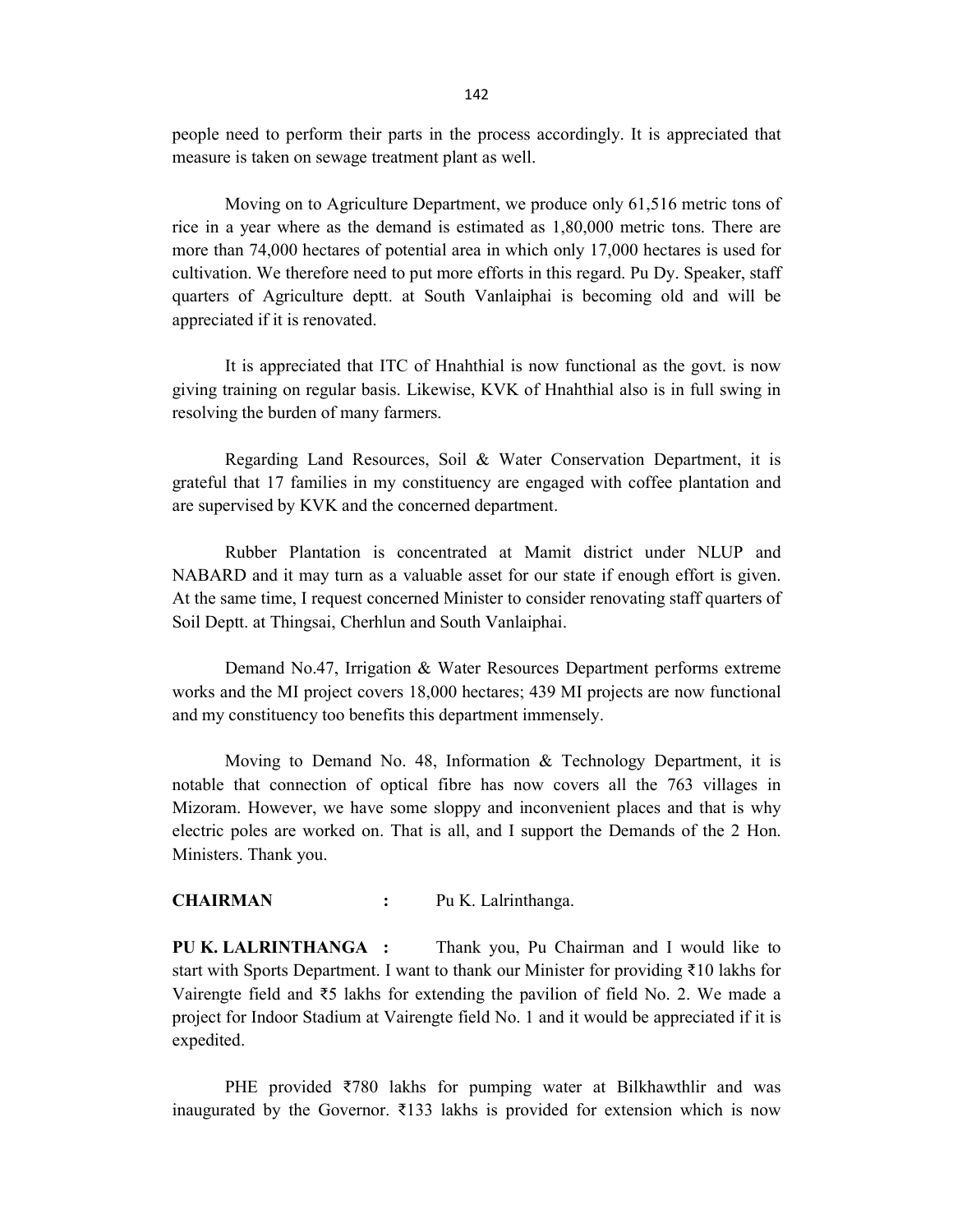people need to perform their parts in the process accordingly. It is appreciated that measure is taken on sewage treatment plant as well.

Moving on to Agriculture Department, we produce only 61,516 metric tons of rice in a year where as the demand is estimated as 1,80,000 metric tons. There are more than 74,000 hectares of potential area in which only 17,000 hectares is used for cultivation. We therefore need to put more efforts in this regard. Pu Dy. Speaker, staff quarters of Agriculture deptt. at South Vanlaiphai is becoming old and will be appreciated if it is renovated.

It is appreciated that ITC of Hnahthial is now functional as the govt. is now giving training on regular basis. Likewise, KVK of Hnahthial also is in full swing in resolving the burden of many farmers.

Regarding Land Resources, Soil & Water Conservation Department, it is grateful that 17 families in my constituency are engaged with coffee plantation and are supervised by KVK and the concerned department.

Rubber Plantation is concentrated at Mamit district under NLUP and NABARD and it may turn as a valuable asset for our state if enough effort is given. At the same time, I request concerned Minister to consider renovating staff quarters of Soil Deptt. at Thingsai, Cherhlun and South Vanlaiphai.

Demand No.47, Irrigation & Water Resources Department performs extreme works and the MI project covers 18,000 hectares; 439 MI projects are now functional and my constituency too benefits this department immensely.

Moving to Demand No. 48, Information & Technology Department, it is notable that connection of optical fibre has now covers all the 763 villages in Mizoram. However, we have some sloppy and inconvenient places and that is why electric poles are worked on. That is all, and I support the Demands of the 2 Hon. Ministers. Thank you.

**CHAIRMAN :** Pu K. Lalrinthanga.

**PU K. LALRINTHANGA :** Thank you, Pu Chairman and I would like to start with Sports Department. I want to thank our Minister for providing ₹10 lakhs for Vairengte field and ₹5 lakhs for extending the pavilion of field No. 2. We made a project for Indoor Stadium at Vairengte field No. 1 and it would be appreciated if it is expedited.

PHE provided ₹780 lakhs for pumping water at Bilkhawthlir and was inaugurated by the Governor. ₹133 lakhs is provided for extension which is now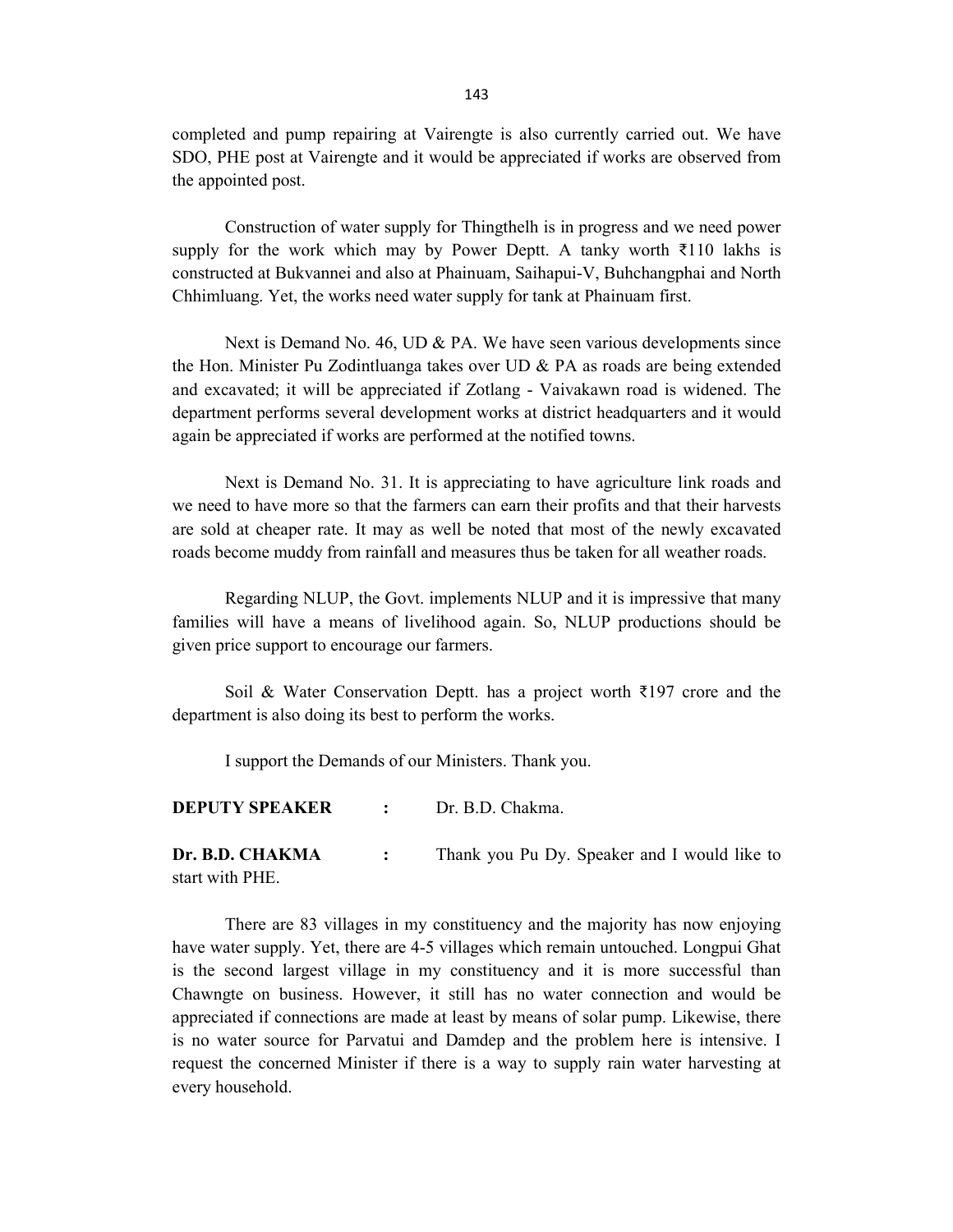completed and pump repairing at Vairengte is also currently carried out. We have SDO, PHE post at Vairengte and it would be appreciated if works are observed from the appointed post.

Construction of water supply for Thingthelh is in progress and we need power supply for the work which may by Power Deptt. A tanky worth ₹110 lakhs is constructed at Bukvannei and also at Phainuam, Saihapui-V, Buhchangphai and North Chhimluang. Yet, the works need water supply for tank at Phainuam first.

Next is Demand No. 46, UD & PA. We have seen various developments since the Hon. Minister Pu Zodintluanga takes over UD & PA as roads are being extended and excavated; it will be appreciated if Zotlang - Vaivakawn road is widened. The department performs several development works at district headquarters and it would again be appreciated if works are performed at the notified towns.

Next is Demand No. 31. It is appreciating to have agriculture link roads and we need to have more so that the farmers can earn their profits and that their harvests are sold at cheaper rate. It may as well be noted that most of the newly excavated roads become muddy from rainfall and measures thus be taken for all weather roads.

Regarding NLUP, the Govt. implements NLUP and it is impressive that many families will have a means of livelihood again. So, NLUP productions should be given price support to encourage our farmers.

Soil & Water Conservation Deptt. has a project worth ₹197 crore and the department is also doing its best to perform the works.

I support the Demands of our Ministers. Thank you.

**DEPUTY SPEAKER** : Dr. B.D. Chakma.

**Dr. B.D. CHAKMA** : Thank you Pu Dy. Speaker and I would like to start with PHE.

There are 83 villages in my constituency and the majority has now enjoying have water supply. Yet, there are 4-5 villages which remain untouched. Longpui Ghat is the second largest village in my constituency and it is more successful than Chawngte on business. However, it still has no water connection and would be appreciated if connections are made at least by means of solar pump. Likewise, there is no water source for Parvatui and Damdep and the problem here is intensive. I request the concerned Minister if there is a way to supply rain water harvesting at every household.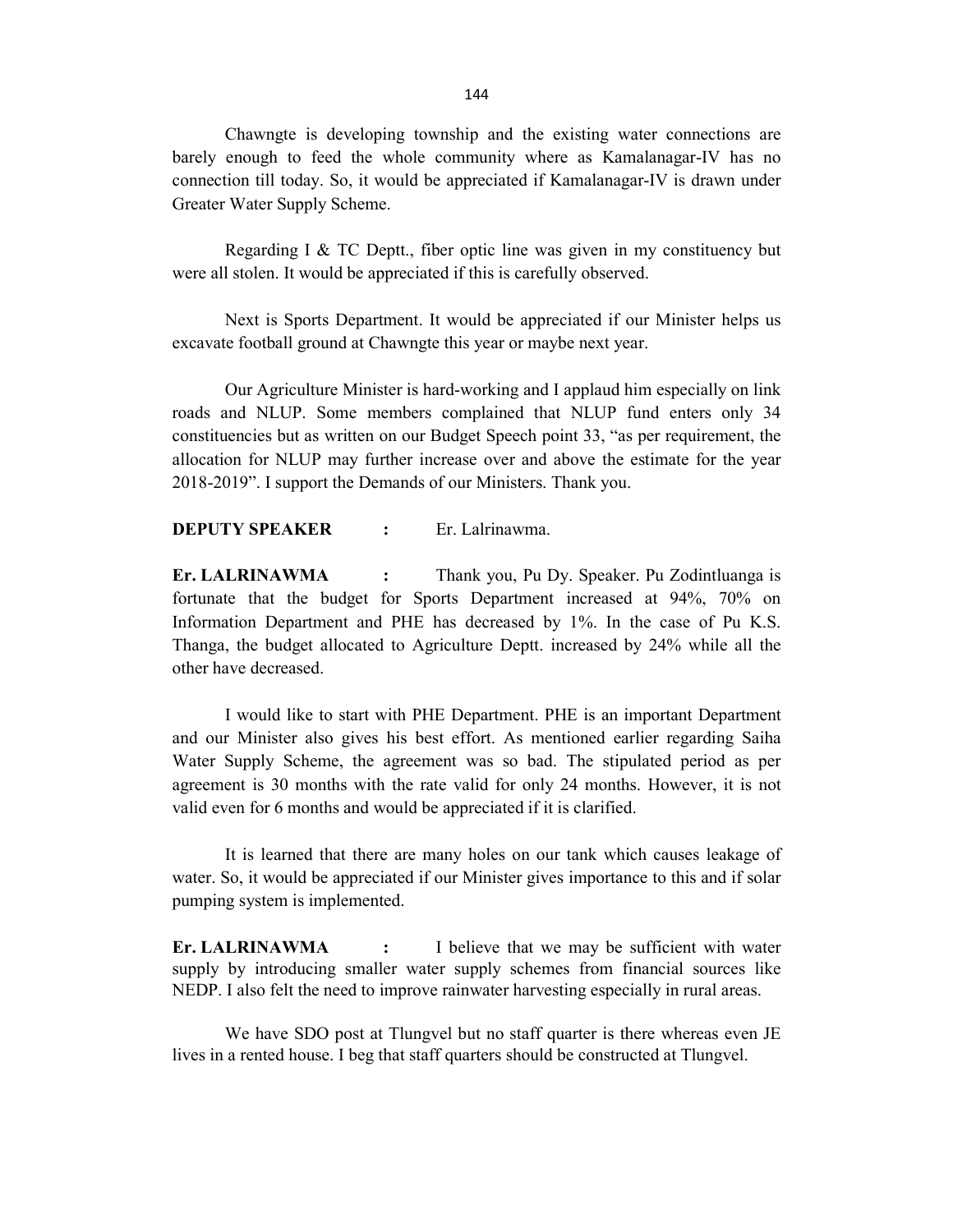Chawngte is developing township and the existing water connections are barely enough to feed the whole community where as Kamalanagar-IV has no connection till today. So, it would be appreciated if Kamalanagar-IV is drawn under Greater Water Supply Scheme.

Regarding I & TC Deptt., fiber optic line was given in my constituency but were all stolen. It would be appreciated if this is carefully observed.

Next is Sports Department. It would be appreciated if our Minister helps us excavate football ground at Chawngte this year or maybe next year.

Our Agriculture Minister is hard-working and I applaud him especially on link roads and NLUP. Some members complained that NLUP fund enters only 34 constituencies but as written on our Budget Speech point 33, "as per requirement, the allocation for NLUP may further increase over and above the estimate for the year 2018-2019". I support the Demands of our Ministers. Thank you.

**DEPUTY SPEAKER :** Er. Lalrinawma.

**Er. LALRINAWMA :** Thank you, Pu Dy. Speaker. Pu Zodintluanga is fortunate that the budget for Sports Department increased at 94%, 70% on Information Department and PHE has decreased by 1%. In the case of Pu K.S. Thanga, the budget allocated to Agriculture Deptt. increased by 24% while all the other have decreased.

I would like to start with PHE Department. PHE is an important Department and our Minister also gives his best effort. As mentioned earlier regarding Saiha Water Supply Scheme, the agreement was so bad. The stipulated period as per agreement is 30 months with the rate valid for only 24 months. However, it is not valid even for 6 months and would be appreciated if it is clarified.

It is learned that there are many holes on our tank which causes leakage of water. So, it would be appreciated if our Minister gives importance to this and if solar pumping system is implemented.

**Er. LALRINAWMA :** I believe that we may be sufficient with water supply by introducing smaller water supply schemes from financial sources like NEDP. I also felt the need to improve rainwater harvesting especially in rural areas.

We have SDO post at Tlungvel but no staff quarter is there whereas even JE lives in a rented house. I beg that staff quarters should be constructed at Tlungvel.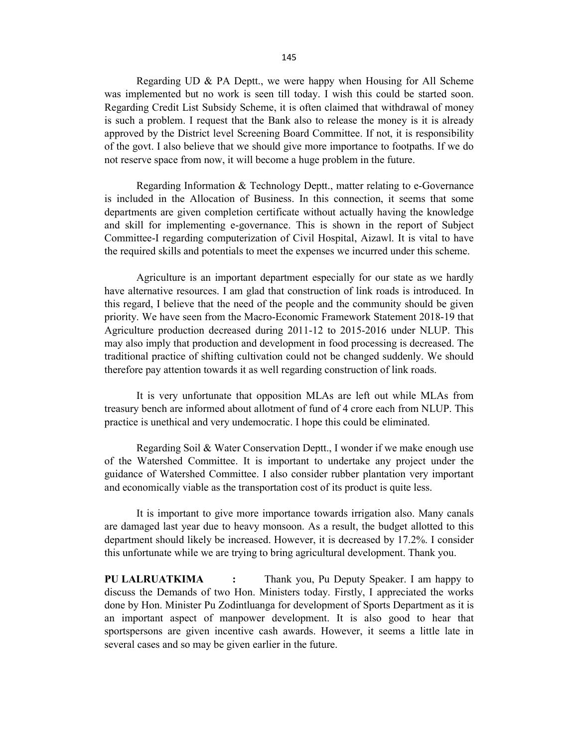Regarding UD & PA Deptt., we were happy when Housing for All Scheme was implemented but no work is seen till today. I wish this could be started soon. Regarding Credit List Subsidy Scheme, it is often claimed that withdrawal of money is such a problem. I request that the Bank also to release the money is it is already approved by the District level Screening Board Committee. If not, it is responsibility of the govt. I also believe that we should give more importance to footpaths. If we do not reserve space from now, it will become a huge problem in the future.

Regarding Information & Technology Deptt., matter relating to e-Governance is included in the Allocation of Business. In this connection, it seems that some departments are given completion certificate without actually having the knowledge and skill for implementing e-governance. This is shown in the report of Subject Committee-I regarding computerization of Civil Hospital, Aizawl. It is vital to have the required skills and potentials to meet the expenses we incurred under this scheme.

Agriculture is an important department especially for our state as we hardly have alternative resources. I am glad that construction of link roads is introduced. In this regard, I believe that the need of the people and the community should be given priority. We have seen from the Macro-Economic Framework Statement 2018-19 that Agriculture production decreased during 2011-12 to 2015-2016 under NLUP. This may also imply that production and development in food processing is decreased. The traditional practice of shifting cultivation could not be changed suddenly. We should therefore pay attention towards it as well regarding construction of link roads.

It is very unfortunate that opposition MLAs are left out while MLAs from treasury bench are informed about allotment of fund of 4 crore each from NLUP. This practice is unethical and very undemocratic. I hope this could be eliminated.

Regarding Soil & Water Conservation Deptt., I wonder if we make enough use of the Watershed Committee. It is important to undertake any project under the guidance of Watershed Committee. I also consider rubber plantation very important and economically viable as the transportation cost of its product is quite less.

It is important to give more importance towards irrigation also. Many canals are damaged last year due to heavy monsoon. As a result, the budget allotted to this department should likely be increased. However, it is decreased by 17.2%. I consider this unfortunate while we are trying to bring agricultural development. Thank you.

**PU LALRUATKIMA :** Thank you, Pu Deputy Speaker. I am happy to discuss the Demands of two Hon. Ministers today. Firstly, I appreciated the works done by Hon. Minister Pu Zodintluanga for development of Sports Department as it is an important aspect of manpower development. It is also good to hear that sportspersons are given incentive cash awards. However, it seems a little late in several cases and so may be given earlier in the future.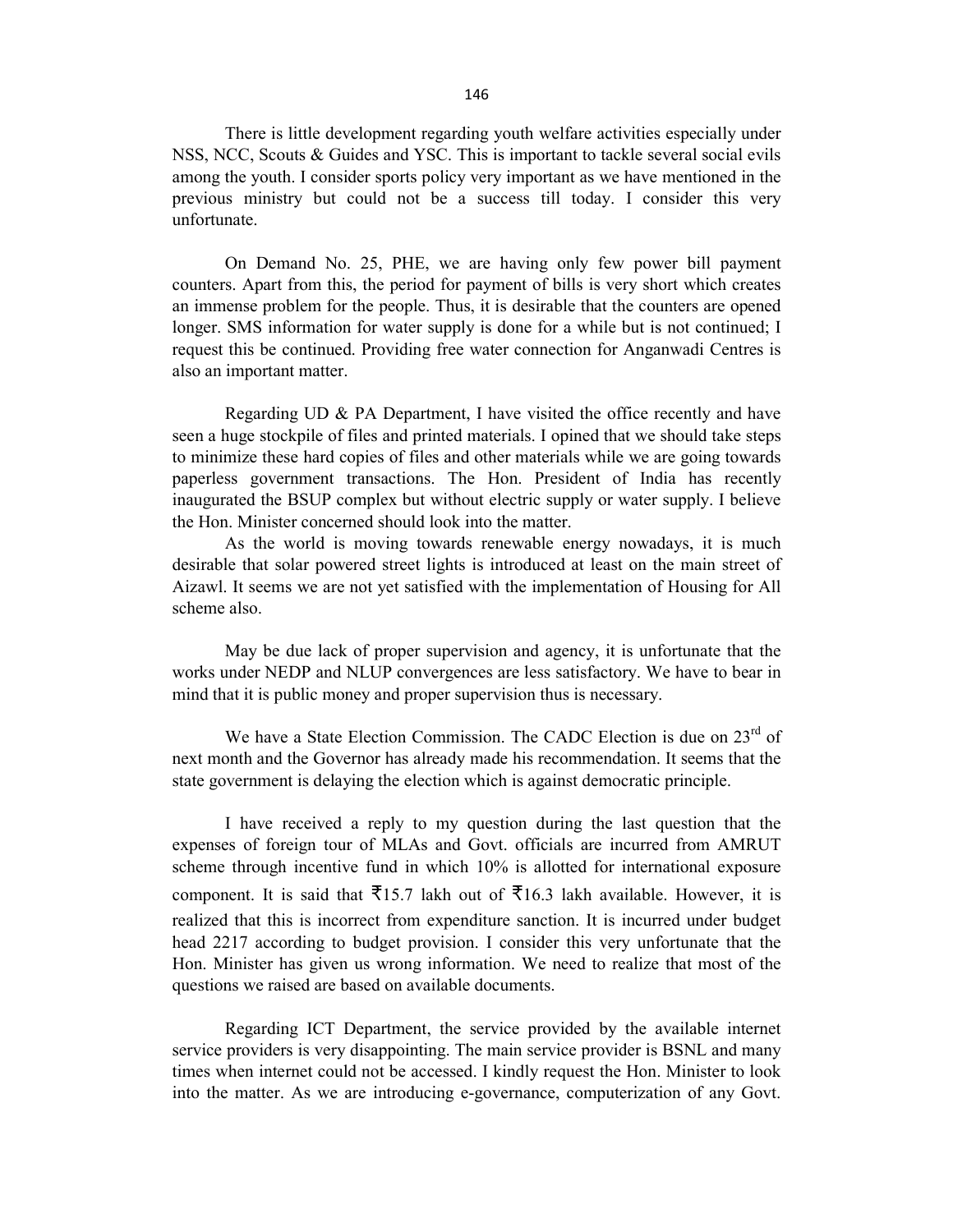There is little development regarding youth welfare activities especially under NSS, NCC, Scouts & Guides and YSC. This is important to tackle several social evils among the youth. I consider sports policy very important as we have mentioned in the previous ministry but could not be a success till today. I consider this very unfortunate.

On Demand No. 25, PHE, we are having only few power bill payment counters. Apart from this, the period for payment of bills is very short which creates an immense problem for the people. Thus, it is desirable that the counters are opened longer. SMS information for water supply is done for a while but is not continued; I request this be continued. Providing free water connection for Anganwadi Centres is also an important matter.

Regarding UD & PA Department, I have visited the office recently and have seen a huge stockpile of files and printed materials. I opined that we should take steps to minimize these hard copies of files and other materials while we are going towards paperless government transactions. The Hon. President of India has recently inaugurated the BSUP complex but without electric supply or water supply. I believe the Hon. Minister concerned should look into the matter.

As the world is moving towards renewable energy nowadays, it is much desirable that solar powered street lights is introduced at least on the main street of Aizawl. It seems we are not yet satisfied with the implementation of Housing for All scheme also.

May be due lack of proper supervision and agency, it is unfortunate that the works under NEDP and NLUP convergences are less satisfactory. We have to bear in mind that it is public money and proper supervision thus is necessary.

We have a State Election Commission. The CADC Election is due on 23rd of next month and the Governor has already made his recommendation. It seems that the state government is delaying the election which is against democratic principle.

I have received a reply to my question during the last question that the expenses of foreign tour of MLAs and Govt. officials are incurred from AMRUT scheme through incentive fund in which 10% is allotted for international exposure component. It is said that ₹15.7 lakh out of ₹16.3 lakh available. However, it is realized that this is incorrect from expenditure sanction. It is incurred under budget head 2217 according to budget provision. I consider this very unfortunate that the Hon. Minister has given us wrong information. We need to realize that most of the questions we raised are based on available documents.

Regarding ICT Department, the service provided by the available internet service providers is very disappointing. The main service provider is BSNL and many times when internet could not be accessed. I kindly request the Hon. Minister to look into the matter. As we are introducing e-governance, computerization of any Govt.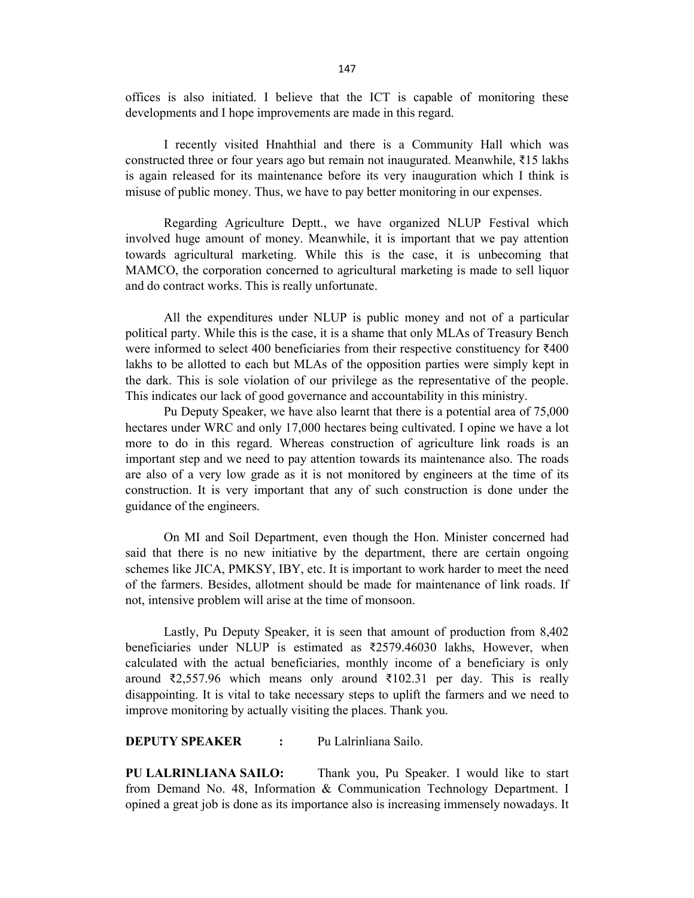offices is also initiated. I believe that the ICT is capable of monitoring these developments and I hope improvements are made in this regard.

I recently visited Hnahthial and there is a Community Hall which was constructed three or four years ago but remain not inaugurated. Meanwhile, ₹15 lakhs is again released for its maintenance before its very inauguration which I think is misuse of public money. Thus, we have to pay better monitoring in our expenses.

Regarding Agriculture Deptt., we have organized NLUP Festival which involved huge amount of money. Meanwhile, it is important that we pay attention towards agricultural marketing. While this is the case, it is unbecoming that MAMCO, the corporation concerned to agricultural marketing is made to sell liquor and do contract works. This is really unfortunate.

All the expenditures under NLUP is public money and not of a particular political party. While this is the case, it is a shame that only MLAs of Treasury Bench were informed to select 400 beneficiaries from their respective constituency for ₹400 lakhs to be allotted to each but MLAs of the opposition parties were simply kept in the dark. This is sole violation of our privilege as the representative of the people. This indicates our lack of good governance and accountability in this ministry.

Pu Deputy Speaker, we have also learnt that there is a potential area of 75,000 hectares under WRC and only 17,000 hectares being cultivated. I opine we have a lot more to do in this regard. Whereas construction of agriculture link roads is an important step and we need to pay attention towards its maintenance also. The roads are also of a very low grade as it is not monitored by engineers at the time of its construction. It is very important that any of such construction is done under the guidance of the engineers.

On MI and Soil Department, even though the Hon. Minister concerned had said that there is no new initiative by the department, there are certain ongoing schemes like JICA, PMKSY, IBY, etc. It is important to work harder to meet the need of the farmers. Besides, allotment should be made for maintenance of link roads. If not, intensive problem will arise at the time of monsoon.

Lastly, Pu Deputy Speaker, it is seen that amount of production from 8,402 beneficiaries under NLUP is estimated as ₹2579.46030 lakhs, However, when calculated with the actual beneficiaries, monthly income of a beneficiary is only around ₹2,557.96 which means only around ₹102.31 per day. This is really disappointing. It is vital to take necessary steps to uplift the farmers and we need to improve monitoring by actually visiting the places. Thank you.

**DEPUTY SPEAKER :** Pu Lalrinliana Sailo.

**PU LALRINLIANA SAILO:** Thank you, Pu Speaker. I would like to start from Demand No. 48, Information & Communication Technology Department. I opined a great job is done as its importance also is increasing immensely nowadays. It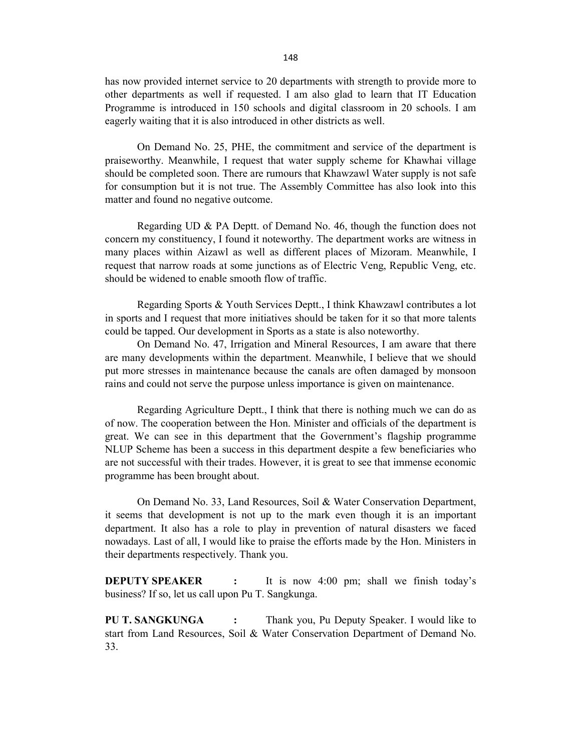has now provided internet service to 20 departments with strength to provide more to other departments as well if requested. I am also glad to learn that IT Education Programme is introduced in 150 schools and digital classroom in 20 schools. I am eagerly waiting that it is also introduced in other districts as well.

On Demand No. 25, PHE, the commitment and service of the department is praiseworthy. Meanwhile, I request that water supply scheme for Khawhai village should be completed soon. There are rumours that Khawzawl Water supply is not safe for consumption but it is not true. The Assembly Committee has also look into this matter and found no negative outcome.

Regarding UD & PA Deptt. of Demand No. 46, though the function does not concern my constituency, I found it noteworthy. The department works are witness in many places within Aizawl as well as different places of Mizoram. Meanwhile, I request that narrow roads at some junctions as of Electric Veng, Republic Veng, etc. should be widened to enable smooth flow of traffic.

Regarding Sports & Youth Services Deptt., I think Khawzawl contributes a lot in sports and I request that more initiatives should be taken for it so that more talents could be tapped. Our development in Sports as a state is also noteworthy.

On Demand No. 47, Irrigation and Mineral Resources, I am aware that there are many developments within the department. Meanwhile, I believe that we should put more stresses in maintenance because the canals are often damaged by monsoon rains and could not serve the purpose unless importance is given on maintenance.

Regarding Agriculture Deptt., I think that there is nothing much we can do as of now. The cooperation between the Hon. Minister and officials of the department is great. We can see in this department that the Government's flagship programme NLUP Scheme has been a success in this department despite a few beneficiaries who are not successful with their trades. However, it is great to see that immense economic programme has been brought about.

On Demand No. 33, Land Resources, Soil & Water Conservation Department, it seems that development is not up to the mark even though it is an important department. It also has a role to play in prevention of natural disasters we faced nowadays. Last of all, I would like to praise the efforts made by the Hon. Ministers in their departments respectively. Thank you.

**DEPUTY SPEAKER :** It is now 4:00 pm; shall we finish today's business? If so, let us call upon Pu T. Sangkunga.

**PU T. SANGKUNGA :** Thank you, Pu Deputy Speaker. I would like to start from Land Resources, Soil & Water Conservation Department of Demand No. 33.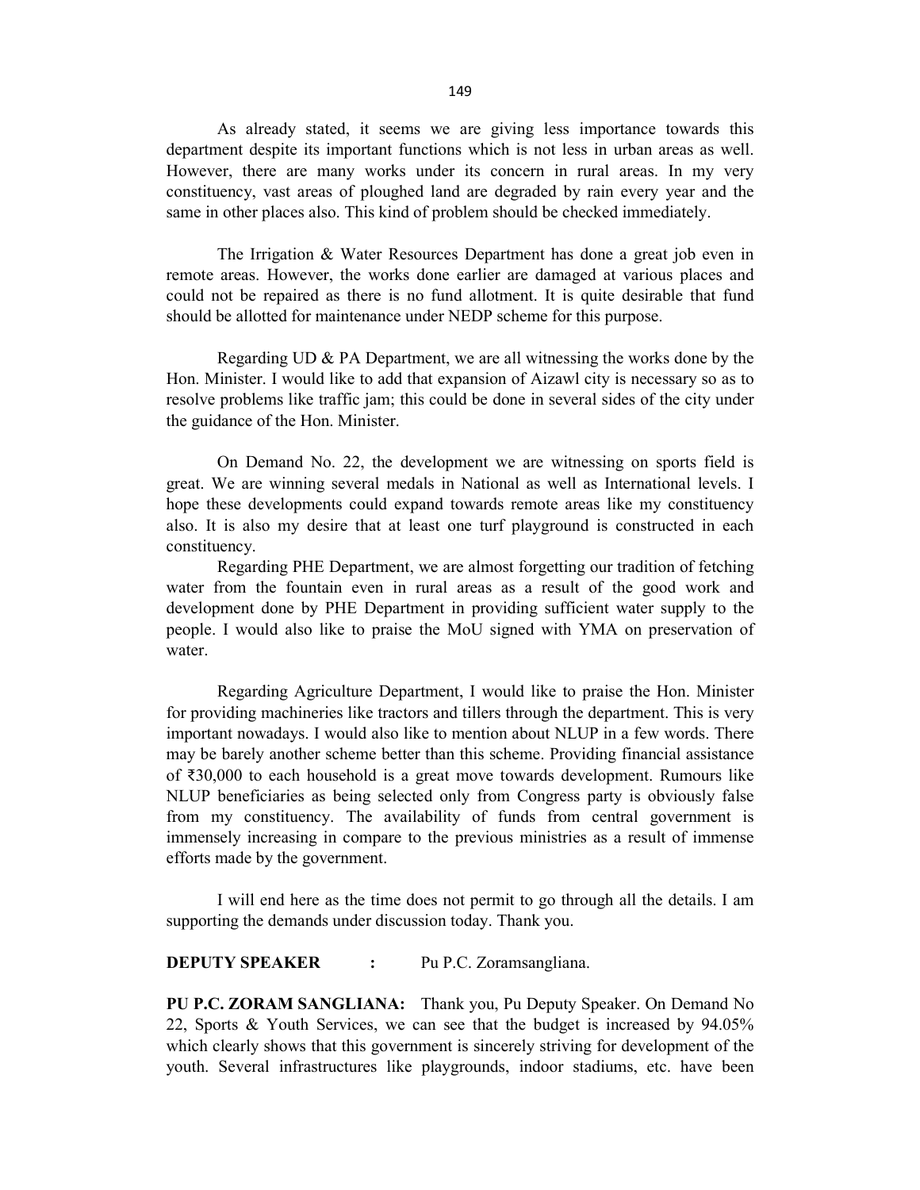As already stated, it seems we are giving less importance towards this department despite its important functions which is not less in urban areas as well. However, there are many works under its concern in rural areas. In my very constituency, vast areas of ploughed land are degraded by rain every year and the same in other places also. This kind of problem should be checked immediately.

The Irrigation & Water Resources Department has done a great job even in remote areas. However, the works done earlier are damaged at various places and could not be repaired as there is no fund allotment. It is quite desirable that fund should be allotted for maintenance under NEDP scheme for this purpose.

Regarding UD & PA Department, we are all witnessing the works done by the Hon. Minister. I would like to add that expansion of Aizawl city is necessary so as to resolve problems like traffic jam; this could be done in several sides of the city under the guidance of the Hon. Minister.

On Demand No. 22, the development we are witnessing on sports field is great. We are winning several medals in National as well as International levels. I hope these developments could expand towards remote areas like my constituency also. It is also my desire that at least one turf playground is constructed in each constituency.

Regarding PHE Department, we are almost forgetting our tradition of fetching water from the fountain even in rural areas as a result of the good work and development done by PHE Department in providing sufficient water supply to the people. I would also like to praise the MoU signed with YMA on preservation of water.

Regarding Agriculture Department, I would like to praise the Hon. Minister for providing machineries like tractors and tillers through the department. This is very important nowadays. I would also like to mention about NLUP in a few words. There may be barely another scheme better than this scheme. Providing financial assistance of ₹30,000 to each household is a great move towards development. Rumours like NLUP beneficiaries as being selected only from Congress party is obviously false from my constituency. The availability of funds from central government is immensely increasing in compare to the previous ministries as a result of immense efforts made by the government.

I will end here as the time does not permit to go through all the details. I am supporting the demands under discussion today. Thank you.

**DEPUTY SPEAKER :** Pu P.C. Zoramsangliana.

**PU P.C. ZORAM SANGLIANA:** Thank you, Pu Deputy Speaker. On Demand No 22, Sports & Youth Services, we can see that the budget is increased by 94.05% which clearly shows that this government is sincerely striving for development of the youth. Several infrastructures like playgrounds, indoor stadiums, etc. have been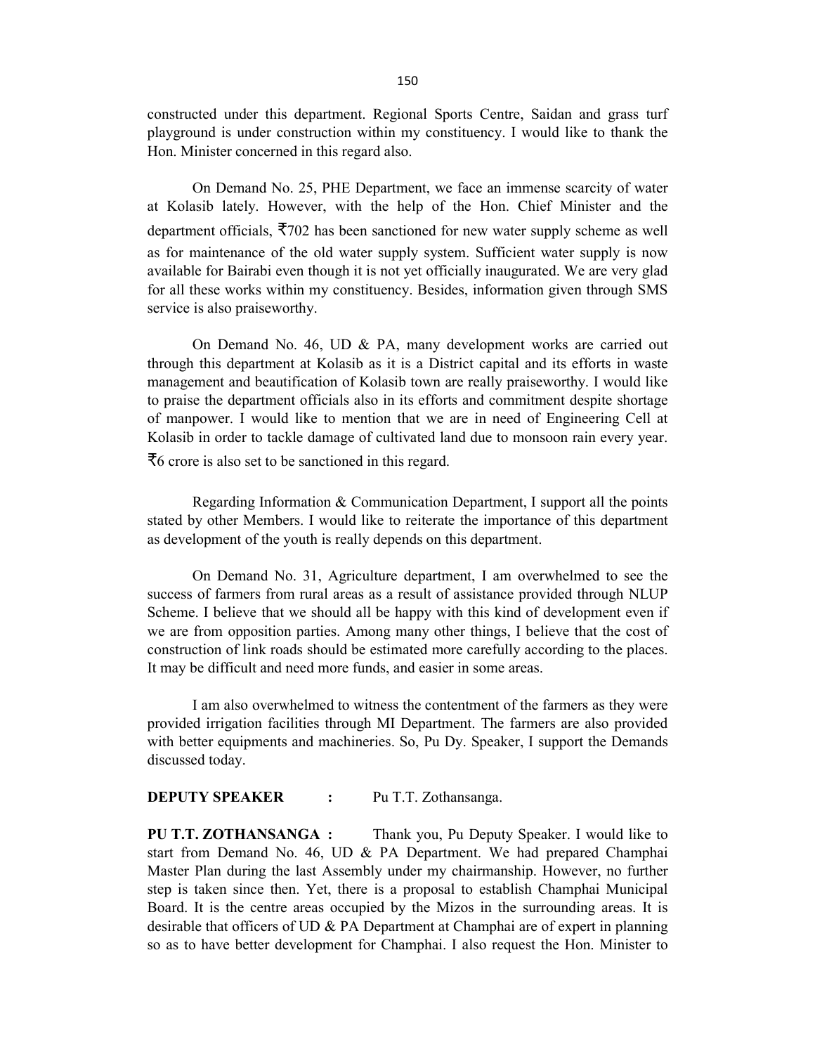constructed under this department. Regional Sports Centre, Saidan and grass turf playground is under construction within my constituency. I would like to thank the Hon. Minister concerned in this regard also.

On Demand No. 25, PHE Department, we face an immense scarcity of water at Kolasib lately. However, with the help of the Hon. Chief Minister and the department officials, ₹702 has been sanctioned for new water supply scheme as well as for maintenance of the old water supply system. Sufficient water supply is now available for Bairabi even though it is not yet officially inaugurated. We are very glad for all these works within my constituency. Besides, information given through SMS service is also praiseworthy.

On Demand No. 46, UD & PA, many development works are carried out through this department at Kolasib as it is a District capital and its efforts in waste management and beautification of Kolasib town are really praiseworthy. I would like to praise the department officials also in its efforts and commitment despite shortage of manpower. I would like to mention that we are in need of Engineering Cell at Kolasib in order to tackle damage of cultivated land due to monsoon rain every year. ₹6 crore is also set to be sanctioned in this regard.

Regarding Information & Communication Department, I support all the points stated by other Members. I would like to reiterate the importance of this department as development of the youth is really depends on this department.

On Demand No. 31, Agriculture department, I am overwhelmed to see the success of farmers from rural areas as a result of assistance provided through NLUP Scheme. I believe that we should all be happy with this kind of development even if we are from opposition parties. Among many other things, I believe that the cost of construction of link roads should be estimated more carefully according to the places. It may be difficult and need more funds, and easier in some areas.

I am also overwhelmed to witness the contentment of the farmers as they were provided irrigation facilities through MI Department. The farmers are also provided with better equipments and machineries. So, Pu Dy. Speaker, I support the Demands discussed today.

**DEPUTY SPEAKER :** Pu T.T. Zothansanga.

**PU T.T. ZOTHANSANGA :** Thank you, Pu Deputy Speaker. I would like to start from Demand No. 46, UD & PA Department. We had prepared Champhai Master Plan during the last Assembly under my chairmanship. However, no further step is taken since then. Yet, there is a proposal to establish Champhai Municipal Board. It is the centre areas occupied by the Mizos in the surrounding areas. It is desirable that officers of UD & PA Department at Champhai are of expert in planning so as to have better development for Champhai. I also request the Hon. Minister to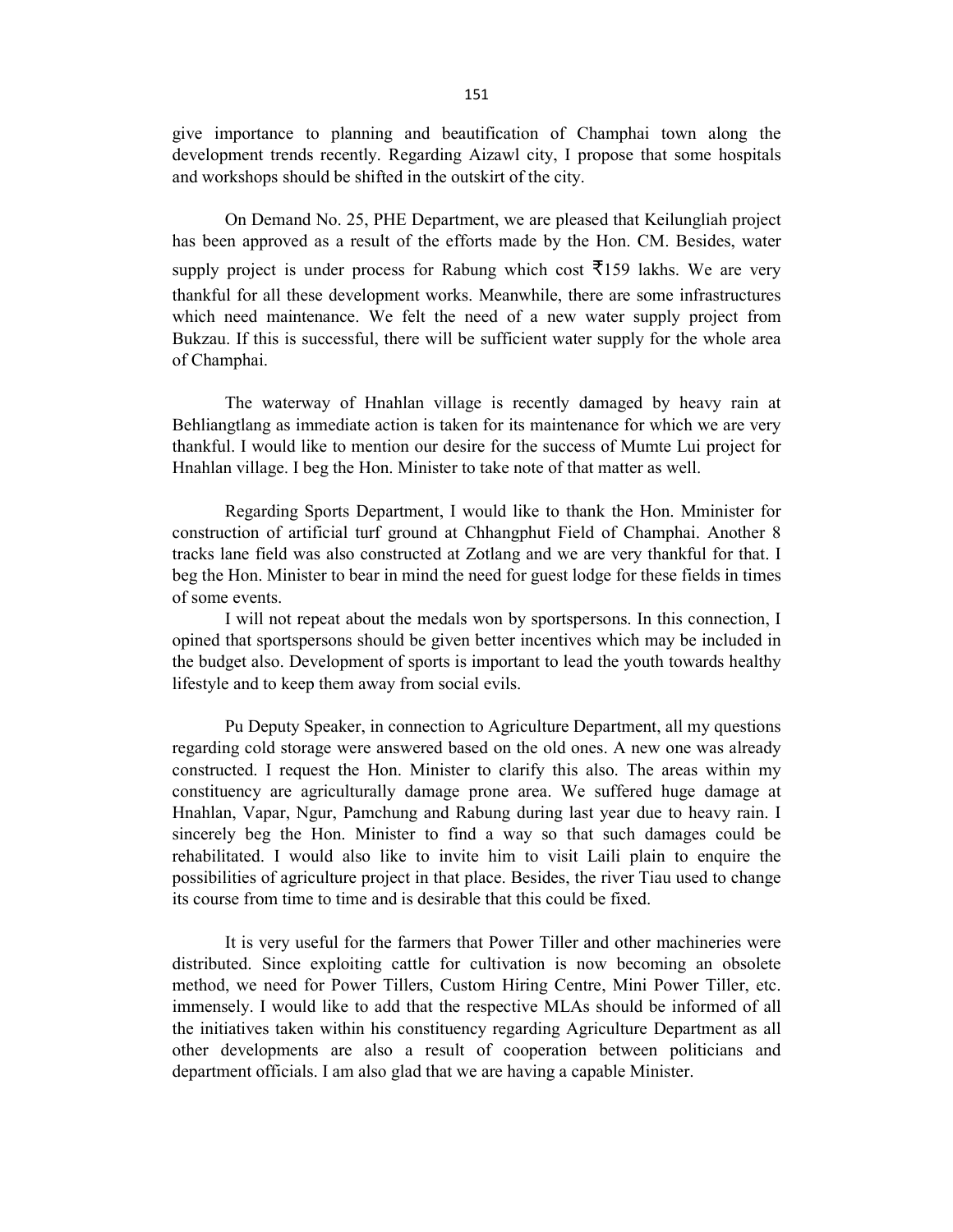give importance to planning and beautification of Champhai town along the development trends recently. Regarding Aizawl city, I propose that some hospitals and workshops should be shifted in the outskirt of the city.

On Demand No. 25, PHE Department, we are pleased that Keilungliah project has been approved as a result of the efforts made by the Hon. CM. Besides, water supply project is under process for Rabung which cost ₹159 lakhs. We are very thankful for all these development works. Meanwhile, there are some infrastructures which need maintenance. We felt the need of a new water supply project from Bukzau. If this is successful, there will be sufficient water supply for the whole area of Champhai.

The waterway of Hnahlan village is recently damaged by heavy rain at Behliangtlang as immediate action is taken for its maintenance for which we are very thankful. I would like to mention our desire for the success of Mumte Lui project for Hnahlan village. I beg the Hon. Minister to take note of that matter as well.

Regarding Sports Department, I would like to thank the Hon. Mminister for construction of artificial turf ground at Chhangphut Field of Champhai. Another 8 tracks lane field was also constructed at Zotlang and we are very thankful for that. I beg the Hon. Minister to bear in mind the need for guest lodge for these fields in times of some events.

I will not repeat about the medals won by sportspersons. In this connection, I opined that sportspersons should be given better incentives which may be included in the budget also. Development of sports is important to lead the youth towards healthy lifestyle and to keep them away from social evils.

Pu Deputy Speaker, in connection to Agriculture Department, all my questions regarding cold storage were answered based on the old ones. A new one was already constructed. I request the Hon. Minister to clarify this also. The areas within my constituency are agriculturally damage prone area. We suffered huge damage at Hnahlan, Vapar, Ngur, Pamchung and Rabung during last year due to heavy rain. I sincerely beg the Hon. Minister to find a way so that such damages could be rehabilitated. I would also like to invite him to visit Laili plain to enquire the possibilities of agriculture project in that place. Besides, the river Tiau used to change its course from time to time and is desirable that this could be fixed.

It is very useful for the farmers that Power Tiller and other machineries were distributed. Since exploiting cattle for cultivation is now becoming an obsolete method, we need for Power Tillers, Custom Hiring Centre, Mini Power Tiller, etc. immensely. I would like to add that the respective MLAs should be informed of all the initiatives taken within his constituency regarding Agriculture Department as all other developments are also a result of cooperation between politicians and department officials. I am also glad that we are having a capable Minister.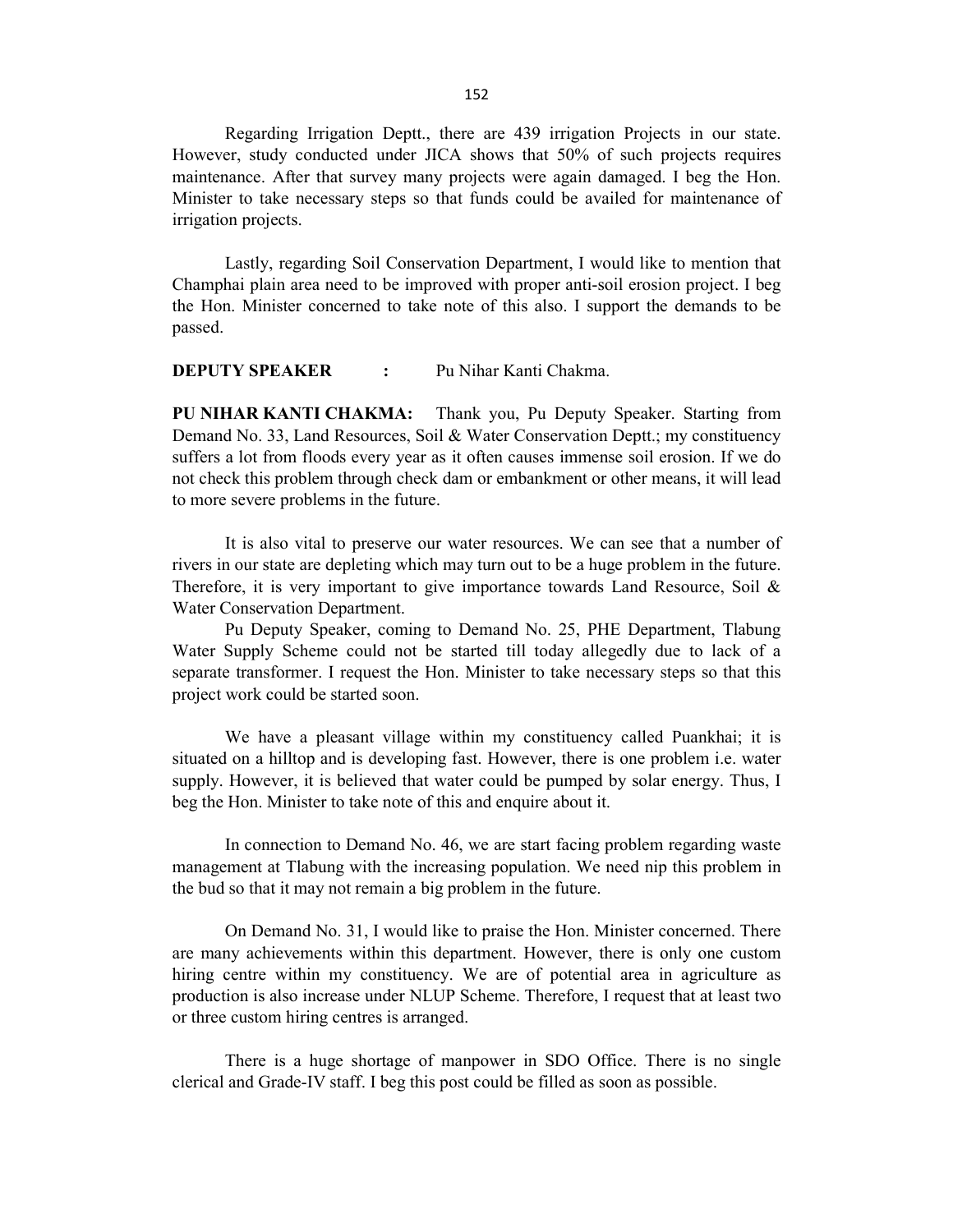Regarding Irrigation Deptt., there are 439 irrigation Projects in our state. However, study conducted under JICA shows that 50% of such projects requires maintenance. After that survey many projects were again damaged. I beg the Hon. Minister to take necessary steps so that funds could be availed for maintenance of irrigation projects.

Lastly, regarding Soil Conservation Department, I would like to mention that Champhai plain area need to be improved with proper anti-soil erosion project. I beg the Hon. Minister concerned to take note of this also. I support the demands to be passed.

**DEPUTY SPEAKER :** Pu Nihar Kanti Chakma.

**PU NIHAR KANTI CHAKMA:** Thank you, Pu Deputy Speaker. Starting from Demand No. 33, Land Resources, Soil & Water Conservation Deptt.; my constituency suffers a lot from floods every year as it often causes immense soil erosion. If we do not check this problem through check dam or embankment or other means, it will lead to more severe problems in the future.

It is also vital to preserve our water resources. We can see that a number of rivers in our state are depleting which may turn out to be a huge problem in the future. Therefore, it is very important to give importance towards Land Resource, Soil & Water Conservation Department.

Pu Deputy Speaker, coming to Demand No. 25, PHE Department, Tlabung Water Supply Scheme could not be started till today allegedly due to lack of a separate transformer. I request the Hon. Minister to take necessary steps so that this project work could be started soon.

We have a pleasant village within my constituency called Puankhai; it is situated on a hilltop and is developing fast. However, there is one problem i.e. water supply. However, it is believed that water could be pumped by solar energy. Thus, I beg the Hon. Minister to take note of this and enquire about it.

In connection to Demand No. 46, we are start facing problem regarding waste management at Tlabung with the increasing population. We need nip this problem in the bud so that it may not remain a big problem in the future.

On Demand No. 31, I would like to praise the Hon. Minister concerned. There are many achievements within this department. However, there is only one custom hiring centre within my constituency. We are of potential area in agriculture as production is also increase under NLUP Scheme. Therefore, I request that at least two or three custom hiring centres is arranged.

There is a huge shortage of manpower in SDO Office. There is no single clerical and Grade-IV staff. I beg this post could be filled as soon as possible.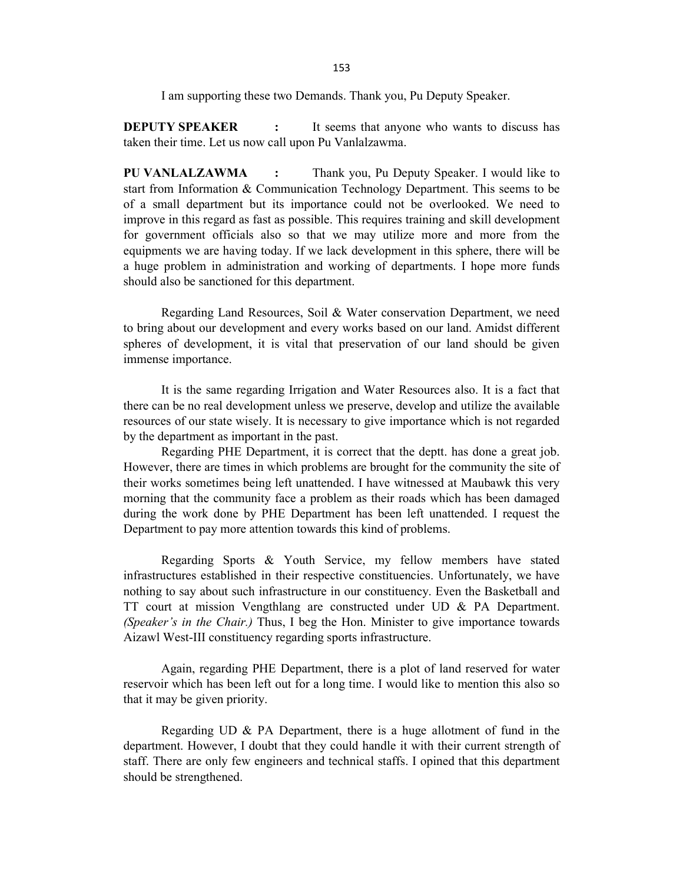I am supporting these two Demands. Thank you, Pu Deputy Speaker.

**DEPUTY SPEAKER :** It seems that anyone who wants to discuss has taken their time. Let us now call upon Pu Vanlalzawma.

**PU VANLALZAWMA :** Thank you, Pu Deputy Speaker. I would like to start from Information & Communication Technology Department. This seems to be of a small department but its importance could not be overlooked. We need to improve in this regard as fast as possible. This requires training and skill development for government officials also so that we may utilize more and more from the equipments we are having today. If we lack development in this sphere, there will be a huge problem in administration and working of departments. I hope more funds should also be sanctioned for this department.

Regarding Land Resources, Soil & Water conservation Department, we need to bring about our development and every works based on our land. Amidst different spheres of development, it is vital that preservation of our land should be given immense importance.

It is the same regarding Irrigation and Water Resources also. It is a fact that there can be no real development unless we preserve, develop and utilize the available resources of our state wisely. It is necessary to give importance which is not regarded by the department as important in the past.

Regarding PHE Department, it is correct that the deptt. has done a great job. However, there are times in which problems are brought for the community the site of their works sometimes being left unattended. I have witnessed at Maubawk this very morning that the community face a problem as their roads which has been damaged during the work done by PHE Department has been left unattended. I request the Department to pay more attention towards this kind of problems.

Regarding Sports & Youth Service, my fellow members have stated infrastructures established in their respective constituencies. Unfortunately, we have nothing to say about such infrastructure in our constituency. Even the Basketball and TT court at mission Vengthlang are constructed under UD & PA Department. *(Speaker's in the Chair.)* Thus, I beg the Hon. Minister to give importance towards Aizawl West-III constituency regarding sports infrastructure.

Again, regarding PHE Department, there is a plot of land reserved for water reservoir which has been left out for a long time. I would like to mention this also so that it may be given priority.

Regarding UD & PA Department, there is a huge allotment of fund in the department. However, I doubt that they could handle it with their current strength of staff. There are only few engineers and technical staffs. I opined that this department should be strengthened.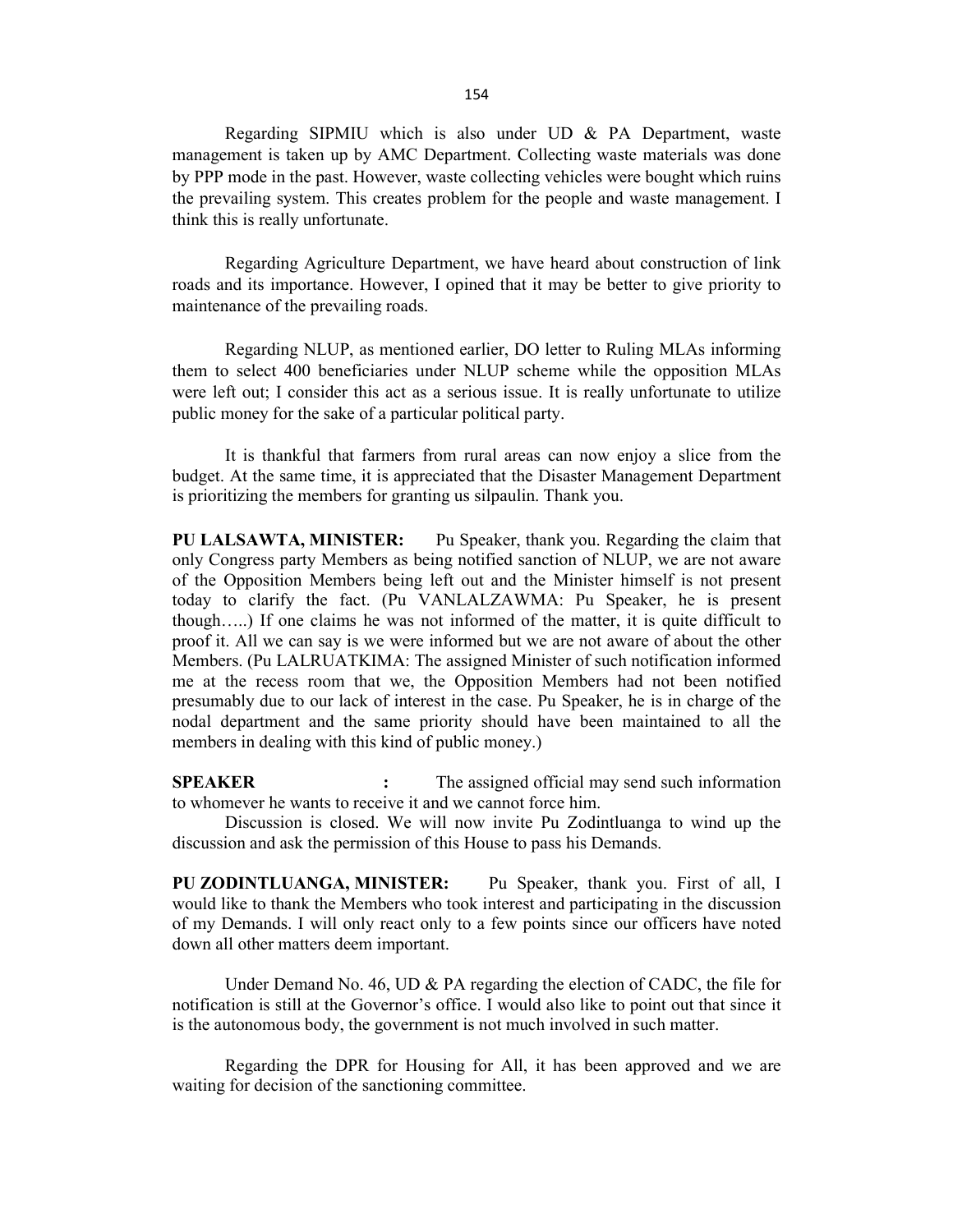Regarding SIPMIU which is also under UD & PA Department, waste management is taken up by AMC Department. Collecting waste materials was done by PPP mode in the past. However, waste collecting vehicles were bought which ruins the prevailing system. This creates problem for the people and waste management. I think this is really unfortunate.

Regarding Agriculture Department, we have heard about construction of link roads and its importance. However, I opined that it may be better to give priority to maintenance of the prevailing roads.

Regarding NLUP, as mentioned earlier, DO letter to Ruling MLAs informing them to select 400 beneficiaries under NLUP scheme while the opposition MLAs were left out; I consider this act as a serious issue. It is really unfortunate to utilize public money for the sake of a particular political party.

It is thankful that farmers from rural areas can now enjoy a slice from the budget. At the same time, it is appreciated that the Disaster Management Department is prioritizing the members for granting us silpaulin. Thank you.

**PU LALSAWTA, MINISTER:** Pu Speaker, thank you. Regarding the claim that only Congress party Members as being notified sanction of NLUP, we are not aware of the Opposition Members being left out and the Minister himself is not present today to clarify the fact. (Pu VANLALZAWMA: Pu Speaker, he is present though…..) If one claims he was not informed of the matter, it is quite difficult to proof it. All we can say is we were informed but we are not aware of about the other Members. (Pu LALRUATKIMA: The assigned Minister of such notification informed me at the recess room that we, the Opposition Members had not been notified presumably due to our lack of interest in the case. Pu Speaker, he is in charge of the nodal department and the same priority should have been maintained to all the members in dealing with this kind of public money.)

**SPEAKER :** The assigned official may send such information to whomever he wants to receive it and we cannot force him.

Discussion is closed. We will now invite Pu Zodintluanga to wind up the discussion and ask the permission of this House to pass his Demands.

**PU ZODINTLUANGA, MINISTER:** Pu Speaker, thank you. First of all, I would like to thank the Members who took interest and participating in the discussion of my Demands. I will only react only to a few points since our officers have noted down all other matters deem important.

Under Demand No. 46, UD & PA regarding the election of CADC, the file for notification is still at the Governor's office. I would also like to point out that since it is the autonomous body, the government is not much involved in such matter.

Regarding the DPR for Housing for All, it has been approved and we are waiting for decision of the sanctioning committee.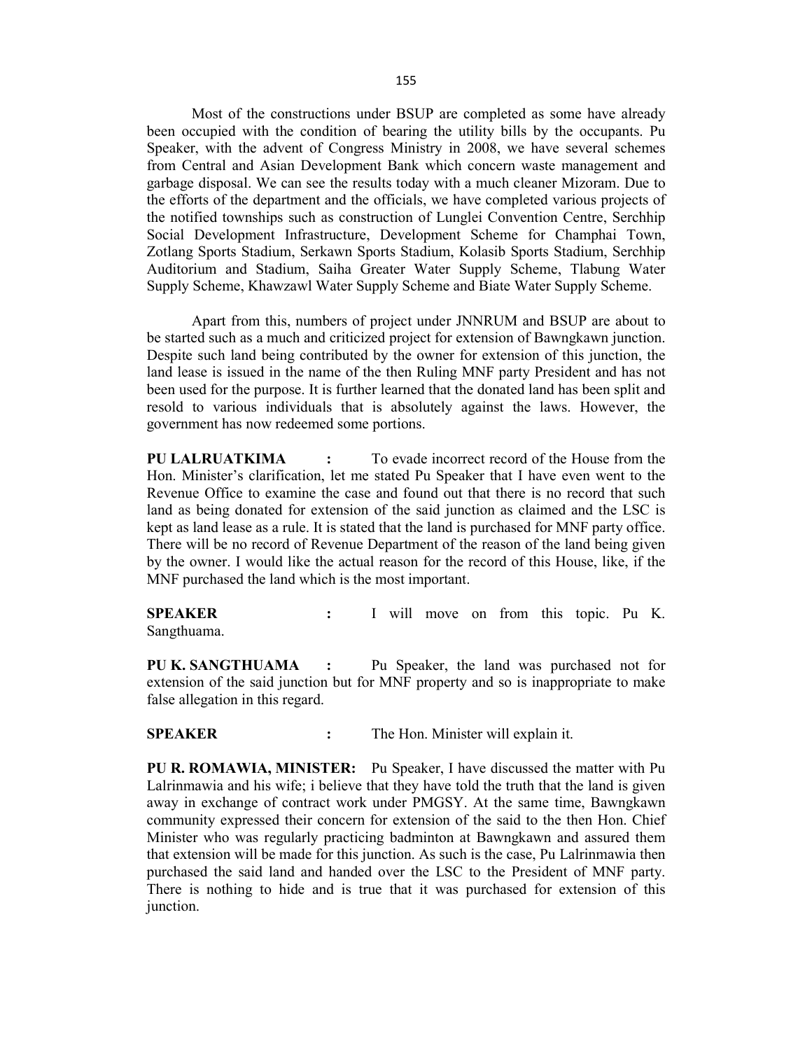Most of the constructions under BSUP are completed as some have already been occupied with the condition of bearing the utility bills by the occupants. Pu Speaker, with the advent of Congress Ministry in 2008, we have several schemes from Central and Asian Development Bank which concern waste management and garbage disposal. We can see the results today with a much cleaner Mizoram. Due to the efforts of the department and the officials, we have completed various projects of the notified townships such as construction of Lunglei Convention Centre, Serchhip Social Development Infrastructure, Development Scheme for Champhai Town, Zotlang Sports Stadium, Serkawn Sports Stadium, Kolasib Sports Stadium, Serchhip Auditorium and Stadium, Saiha Greater Water Supply Scheme, Tlabung Water Supply Scheme, Khawzawl Water Supply Scheme and Biate Water Supply Scheme.

Apart from this, numbers of project under JNNRUM and BSUP are about to be started such as a much and criticized project for extension of Bawngkawn junction. Despite such land being contributed by the owner for extension of this junction, the land lease is issued in the name of the then Ruling MNF party President and has not been used for the purpose. It is further learned that the donated land has been split and resold to various individuals that is absolutely against the laws. However, the government has now redeemed some portions.

**PU LALRUATKIMA :** To evade incorrect record of the House from the Hon. Minister's clarification, let me stated Pu Speaker that I have even went to the Revenue Office to examine the case and found out that there is no record that such land as being donated for extension of the said junction as claimed and the LSC is kept as land lease as a rule. It is stated that the land is purchased for MNF party office. There will be no record of Revenue Department of the reason of the land being given by the owner. I would like the actual reason for the record of this House, like, if the MNF purchased the land which is the most important.

**SPEAKER :** I will move on from this topic. Pu K. Sangthuama.

**PU K. SANGTHUAMA :** Pu Speaker, the land was purchased not for extension of the said junction but for MNF property and so is inappropriate to make false allegation in this regard.

**SPEAKER :** The Hon. Minister will explain it.

**PU R. ROMAWIA, MINISTER:** Pu Speaker, I have discussed the matter with Pu Lalrinmawia and his wife; i believe that they have told the truth that the land is given away in exchange of contract work under PMGSY. At the same time, Bawngkawn community expressed their concern for extension of the said to the then Hon. Chief Minister who was regularly practicing badminton at Bawngkawn and assured them that extension will be made for this junction. As such is the case, Pu Lalrinmawia then purchased the said land and handed over the LSC to the President of MNF party. There is nothing to hide and is true that it was purchased for extension of this junction.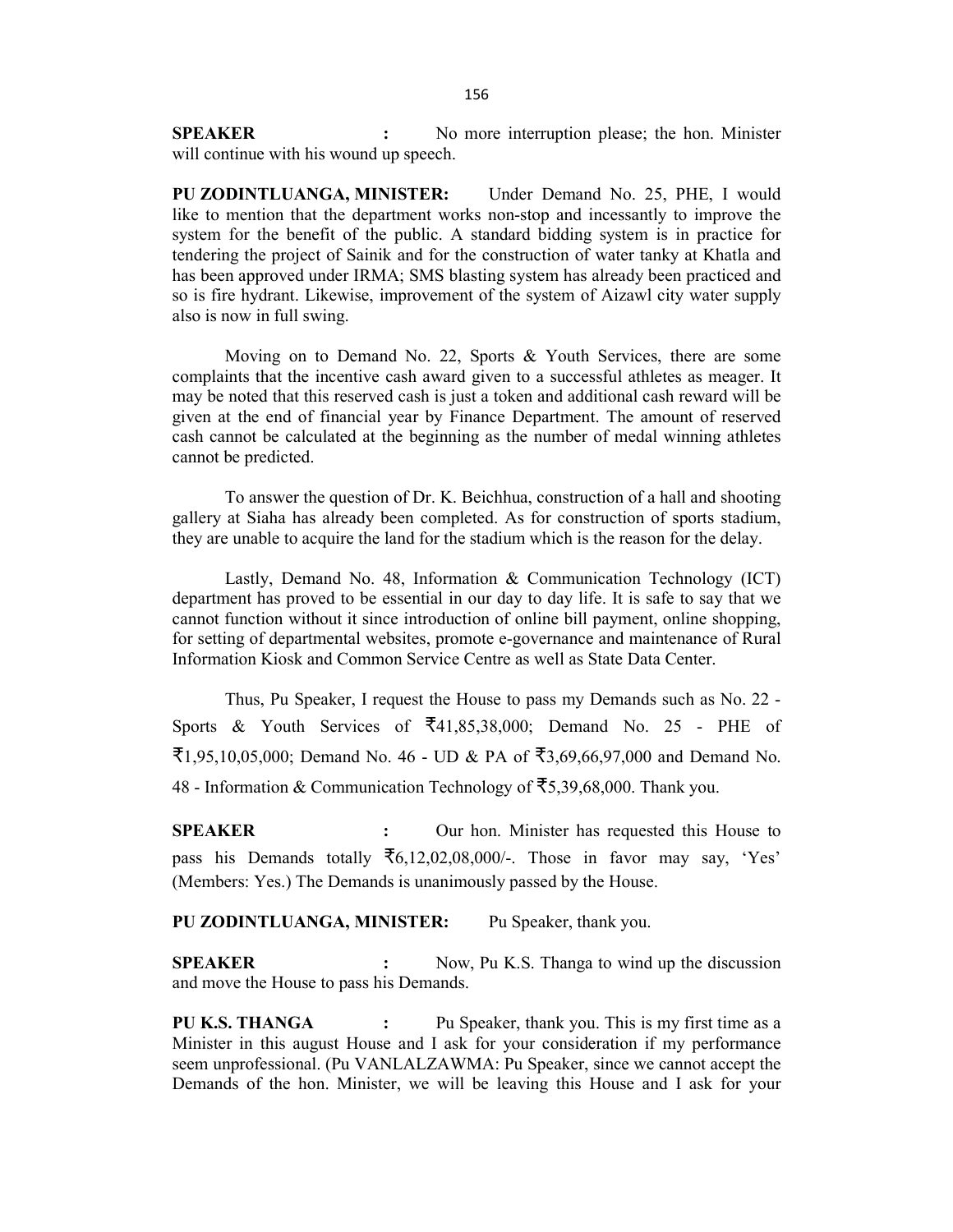**SPEAKER :** No more interruption please; the hon. Minister will continue with his wound up speech.

**PU ZODINTLUANGA, MINISTER:** Under Demand No. 25, PHE, I would like to mention that the department works non-stop and incessantly to improve the system for the benefit of the public. A standard bidding system is in practice for tendering the project of Sainik and for the construction of water tanky at Khatla and has been approved under IRMA; SMS blasting system has already been practiced and so is fire hydrant. Likewise, improvement of the system of Aizawl city water supply also is now in full swing.

Moving on to Demand No. 22, Sports & Youth Services, there are some complaints that the incentive cash award given to a successful athletes as meager. It may be noted that this reserved cash is just a token and additional cash reward will be given at the end of financial year by Finance Department. The amount of reserved cash cannot be calculated at the beginning as the number of medal winning athletes cannot be predicted.

To answer the question of Dr. K. Beichhua, construction of a hall and shooting gallery at Siaha has already been completed. As for construction of sports stadium, they are unable to acquire the land for the stadium which is the reason for the delay.

Lastly, Demand No. 48, Information & Communication Technology (ICT) department has proved to be essential in our day to day life. It is safe to say that we cannot function without it since introduction of online bill payment, online shopping, for setting of departmental websites, promote e-governance and maintenance of Rural Information Kiosk and Common Service Centre as well as State Data Center.

Thus, Pu Speaker, I request the House to pass my Demands such as No. 22 - Sports & Youth Services of ₹41,85,38,000; Demand No. 25 - PHE of ₹1,95,10,05,000; Demand No. 46 - UD & PA of ₹3,69,66,97,000 and Demand No. 48 - Information & Communication Technology of ₹5,39,68,000. Thank you.

**SPEAKER :** Our hon. Minister has requested this House to pass his Demands totally ₹6,12,02,08,000/-. Those in favor may say, 'Yes' (Members: Yes.) The Demands is unanimously passed by the House.

**PU ZODINTLUANGA, MINISTER:** Pu Speaker, thank you.

**SPEAKER :** Now, Pu K.S. Thanga to wind up the discussion and move the House to pass his Demands.

**PU K.S. THANGA :** Pu Speaker, thank you. This is my first time as a Minister in this august House and I ask for your consideration if my performance seem unprofessional. (Pu VANLALZAWMA: Pu Speaker, since we cannot accept the Demands of the hon. Minister, we will be leaving this House and I ask for your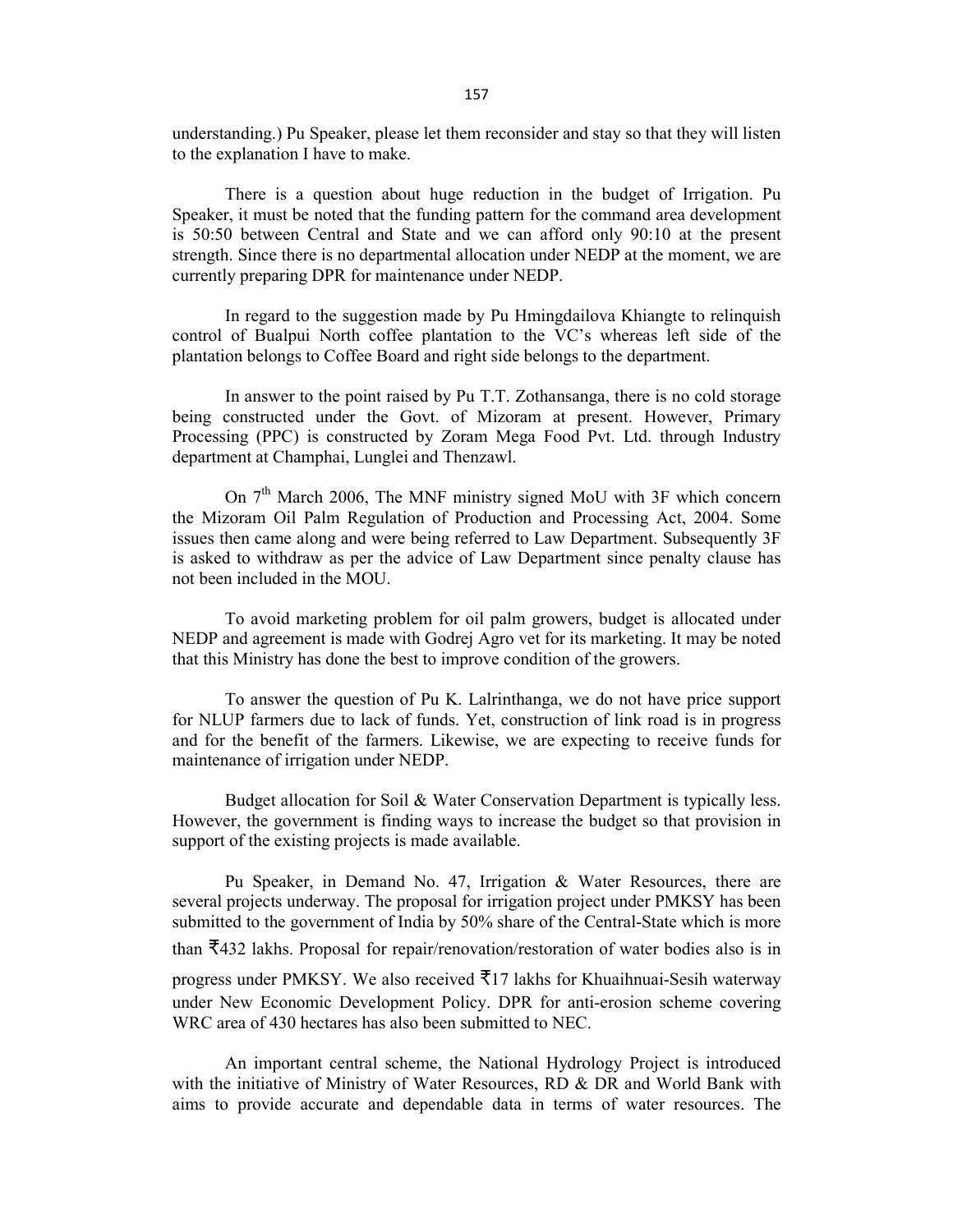understanding.) Pu Speaker, please let them reconsider and stay so that they will listen to the explanation I have to make.

There is a question about huge reduction in the budget of Irrigation. Pu Speaker, it must be noted that the funding pattern for the command area development is 50:50 between Central and State and we can afford only 90:10 at the present strength. Since there is no departmental allocation under NEDP at the moment, we are currently preparing DPR for maintenance under NEDP.

In regard to the suggestion made by Pu Hmingdailova Khiangte to relinquish control of Bualpui North coffee plantation to the VC's whereas left side of the plantation belongs to Coffee Board and right side belongs to the department.

In answer to the point raised by Pu T.T. Zothansanga, there is no cold storage being constructed under the Govt. of Mizoram at present. However, Primary Processing (PPC) is constructed by Zoram Mega Food Pvt. Ltd. through Industry department at Champhai, Lunglei and Thenzawl.

On 7th March 2006, The MNF ministry signed MoU with 3F which concern the Mizoram Oil Palm Regulation of Production and Processing Act, 2004. Some issues then came along and were being referred to Law Department. Subsequently 3F is asked to withdraw as per the advice of Law Department since penalty clause has not been included in the MOU.

To avoid marketing problem for oil palm growers, budget is allocated under NEDP and agreement is made with Godrej Agro vet for its marketing. It may be noted that this Ministry has done the best to improve condition of the growers.

To answer the question of Pu K. Lalrinthanga, we do not have price support for NLUP farmers due to lack of funds. Yet, construction of link road is in progress and for the benefit of the farmers. Likewise, we are expecting to receive funds for maintenance of irrigation under NEDP.

Budget allocation for Soil & Water Conservation Department is typically less. However, the government is finding ways to increase the budget so that provision in support of the existing projects is made available.

Pu Speaker, in Demand No. 47, Irrigation & Water Resources, there are several projects underway. The proposal for irrigation project under PMKSY has been submitted to the government of India by 50% share of the Central-State which is more than ₹432 lakhs. Proposal for repair/renovation/restoration of water bodies also is in progress under PMKSY. We also received ₹17 lakhs for Khuaihnuai-Sesih waterway under New Economic Development Policy. DPR for anti-erosion scheme covering WRC area of 430 hectares has also been submitted to NEC.

An important central scheme, the National Hydrology Project is introduced with the initiative of Ministry of Water Resources, RD & DR and World Bank with aims to provide accurate and dependable data in terms of water resources. The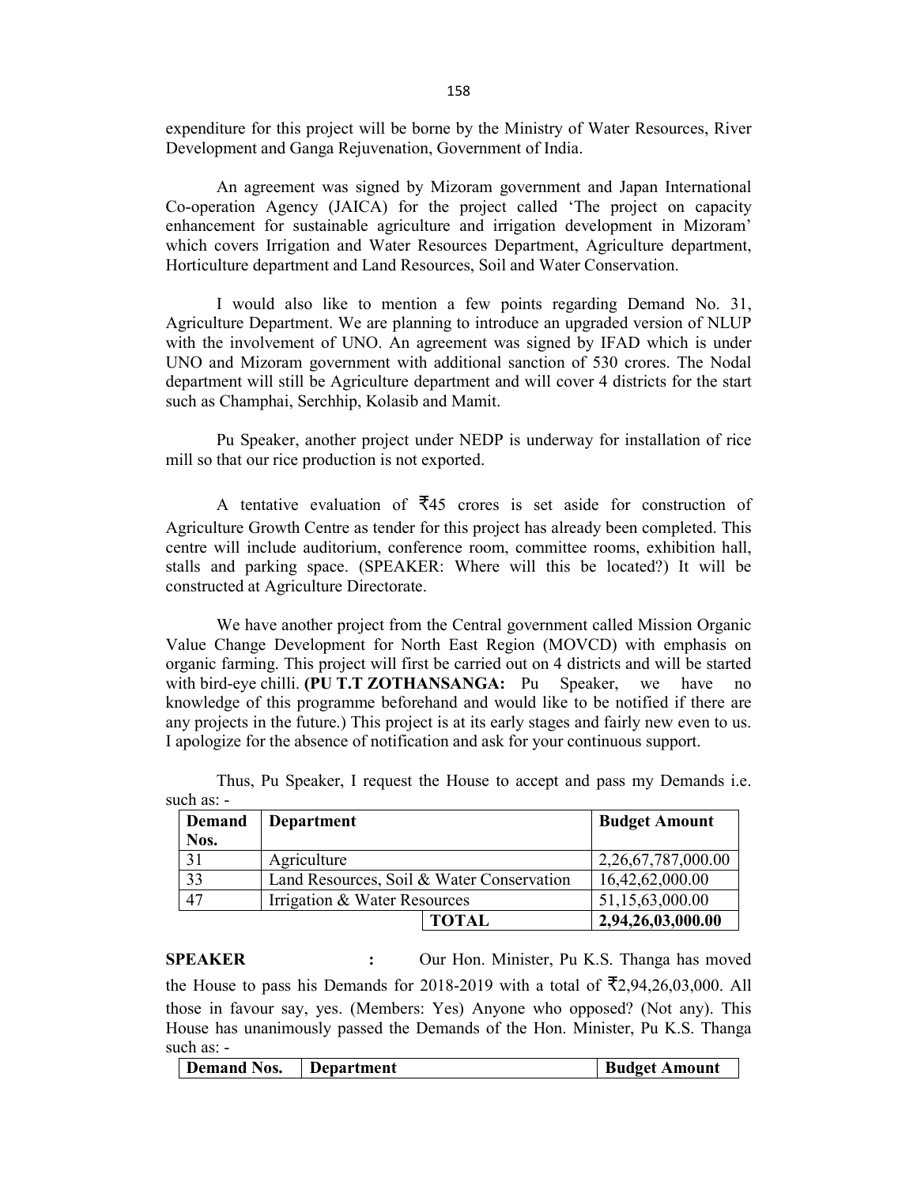expenditure for this project will be borne by the Ministry of Water Resources, River Development and Ganga Rejuvenation, Government of India.

An agreement was signed by Mizoram government and Japan International Co-operation Agency (JAICA) for the project called 'The project on capacity enhancement for sustainable agriculture and irrigation development in Mizoram' which covers Irrigation and Water Resources Department, Agriculture department, Horticulture department and Land Resources, Soil and Water Conservation.

I would also like to mention a few points regarding Demand No. 31, Agriculture Department. We are planning to introduce an upgraded version of NLUP with the involvement of UNO. An agreement was signed by IFAD which is under UNO and Mizoram government with additional sanction of 530 crores. The Nodal department will still be Agriculture department and will cover 4 districts for the start such as Champhai, Serchhip, Kolasib and Mamit.

Pu Speaker, another project under NEDP is underway for installation of rice mill so that our rice production is not exported.

A tentative evaluation of ₹45 crores is set aside for construction of Agriculture Growth Centre as tender for this project has already been completed. This centre will include auditorium, conference room, committee rooms, exhibition hall, stalls and parking space. (SPEAKER: Where will this be located?) It will be constructed at Agriculture Directorate.

We have another project from the Central government called Mission Organic Value Change Development for North East Region (MOVCD) with emphasis on organic farming. This project will first be carried out on 4 districts and will be started with bird-eye chilli. **(PU T.T ZOTHANSANGA:** Pu Speaker, we have no knowledge of this programme beforehand and would like to be notified if there are any projects in the future.) This project is at its early stages and fairly new even to us. I apologize for the absence of notification and ask for your continuous support.

Thus, Pu Speaker, I request the House to accept and pass my Demands i.e. such as: -

| Demand Nos. | Department | Budget Amount |
|---|---|---|
| 31 | Agriculture | 2,26,67,787,000.00 |
| 33 | Land Resources, Soil & Water Conservation | 16,42,62,000.00 |
| 47 | Irrigation & Water Resources | 51,15,63,000.00 |
| | **TOTAL** | **2,94,26,03,000.00** |

**SPEAKER** : Our Hon. Minister, Pu K.S. Thanga has moved the House to pass his Demands for 2018-2019 with a total of ₹2,94,26,03,000. All those in favour say, yes. (Members: Yes) Anyone who opposed? (Not any). This House has unanimously passed the Demands of the Hon. Minister, Pu K.S. Thanga such as: -

| Demand Nos. | Department | Budget Amount |
|---|---|---|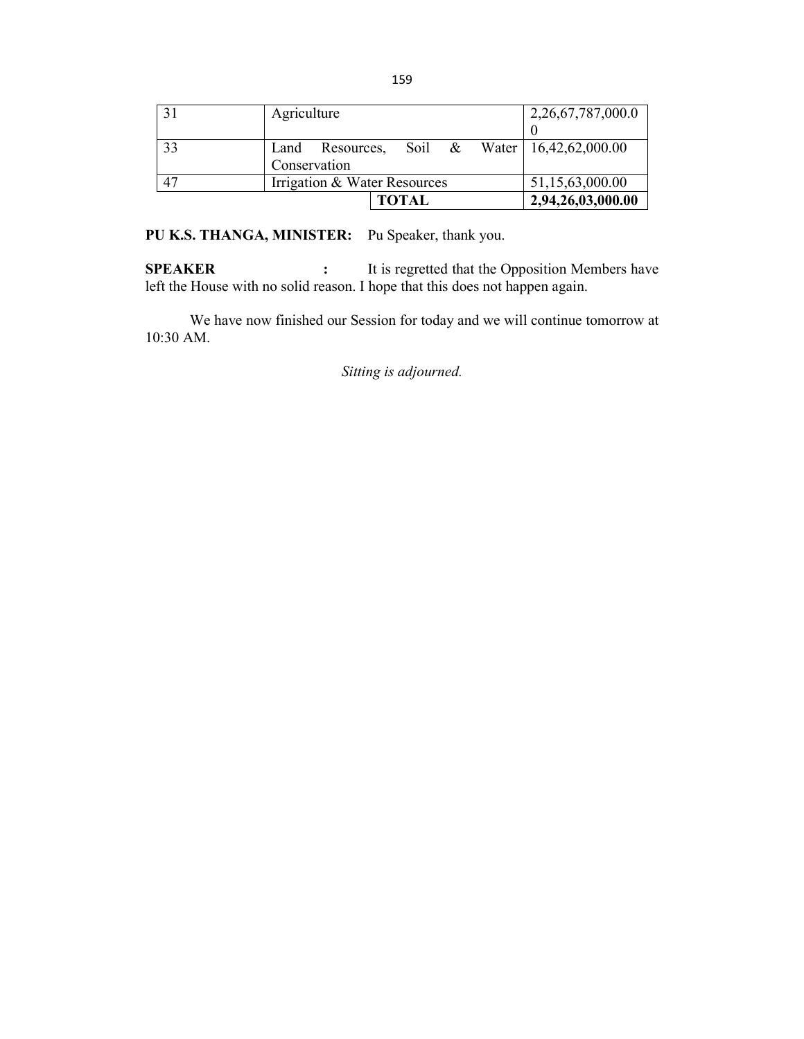| | | |
|---|---|---|
| 31 | Agriculture | 2,26,67,787,000.00 |
| 33 | Land Resources, Soil & Water Conservation | 16,42,62,000.00 |
| 47 | Irrigation & Water Resources | 51,15,63,000.00 |
| | **TOTAL** | **2,94,26,03,000.00** |

**PU K.S. THANGA, MINISTER:** Pu Speaker, thank you.

**SPEAKER :** It is regretted that the Opposition Members have left the House with no solid reason. I hope that this does not happen again.

We have now finished our Session for today and we will continue tomorrow at 10:30 AM.

*Sitting is adjourned.*